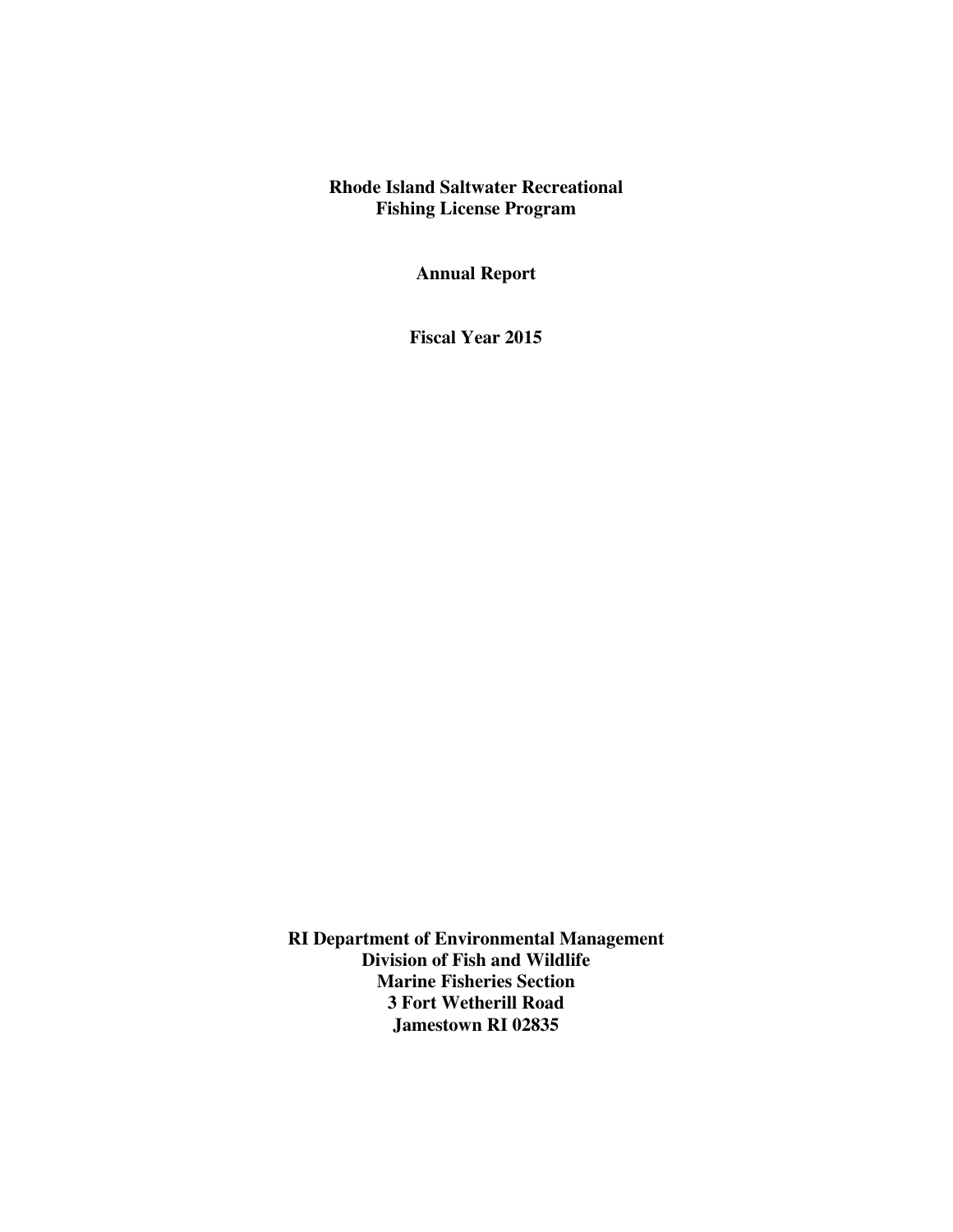# Rhode Island Saltwater Recreational Fishing License Program

## Annual Report

## Fiscal Year 2015

**RI Department of Environmental Management**
**Division of Fish and Wildlife**
**Marine Fisheries Section**
**3 Fort Wetherill Road**
**Jamestown RI 02835**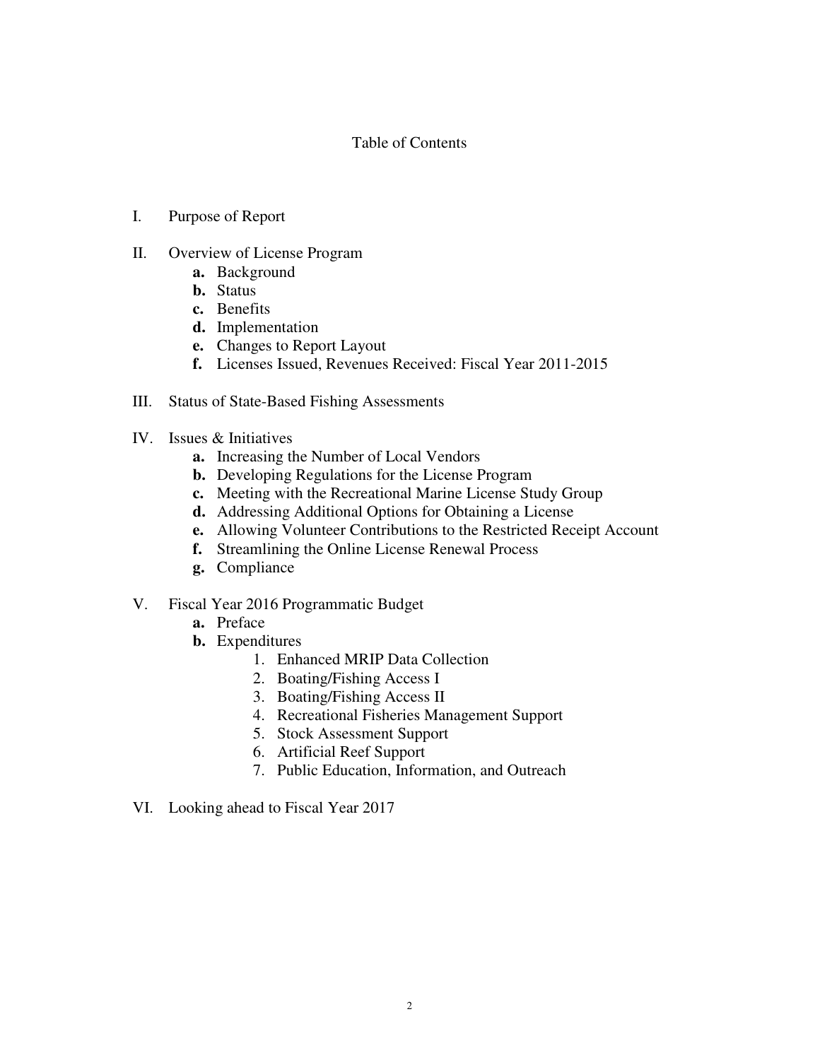# Table of Contents

I. Purpose of Report

II. Overview of License Program
   - **a.** Background
   - **b.** Status
   - **c.** Benefits
   - **d.** Implementation
   - **e.** Changes to Report Layout
   - **f.** Licenses Issued, Revenues Received: Fiscal Year 2011-2015

III. Status of State-Based Fishing Assessments

IV. Issues & Initiatives
   - **a.** Increasing the Number of Local Vendors
   - **b.** Developing Regulations for the License Program
   - **c.** Meeting with the Recreational Marine License Study Group
   - **d.** Addressing Additional Options for Obtaining a License
   - **e.** Allowing Volunteer Contributions to the Restricted Receipt Account
   - **f.** Streamlining the Online License Renewal Process
   - **g.** Compliance

V. Fiscal Year 2016 Programmatic Budget
   - **a.** Preface
   - **b.** Expenditures
     1. Enhanced MRIP Data Collection
     2. Boating/Fishing Access I
     3. Boating/Fishing Access II
     4. Recreational Fisheries Management Support
     5. Stock Assessment Support
     6. Artificial Reef Support
     7. Public Education, Information, and Outreach

VI. Looking ahead to Fiscal Year 2017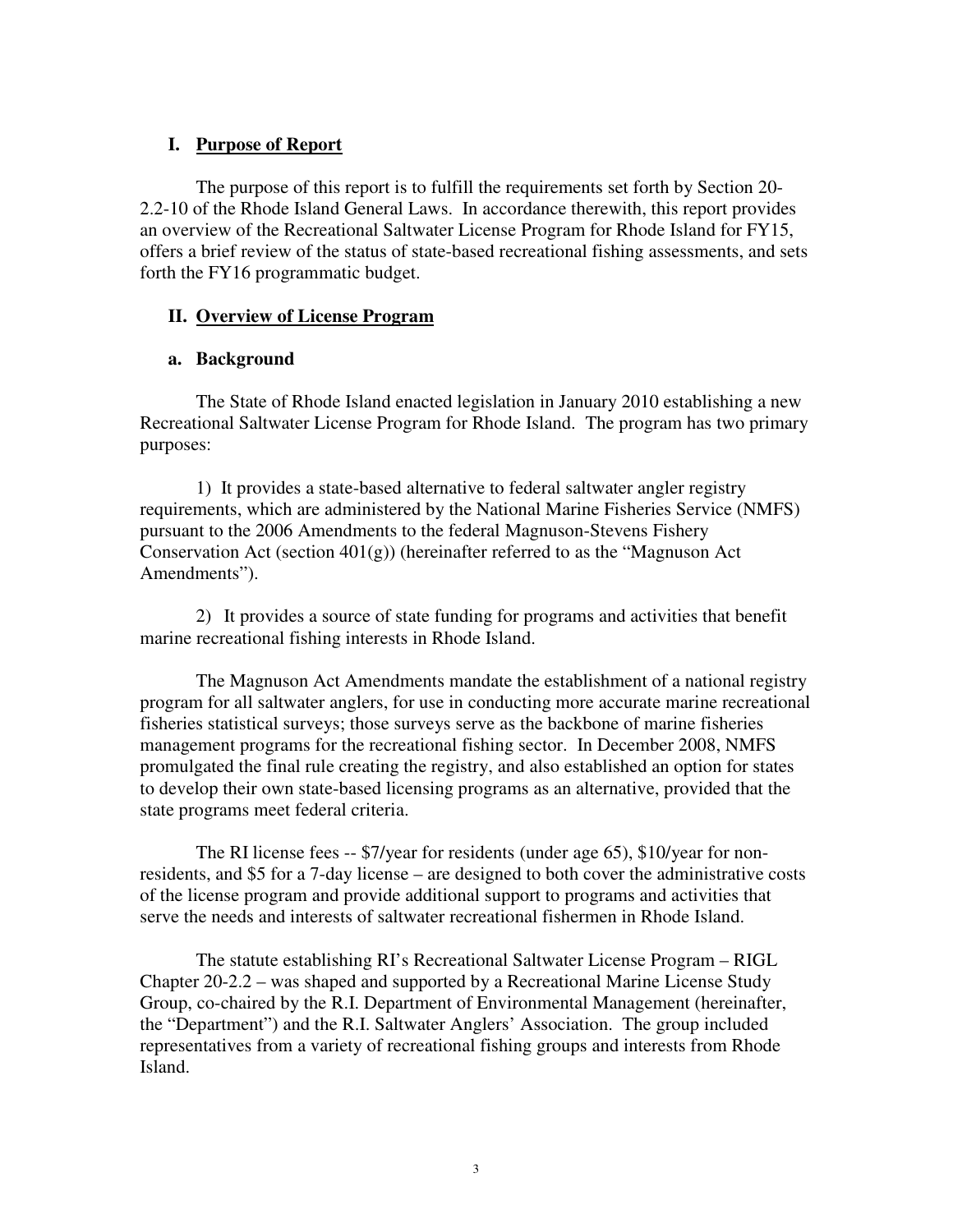## I. Purpose of Report

The purpose of this report is to fulfill the requirements set forth by Section 20-2.2-10 of the Rhode Island General Laws. In accordance therewith, this report provides an overview of the Recreational Saltwater License Program for Rhode Island for FY15, offers a brief review of the status of state-based recreational fishing assessments, and sets forth the FY16 programmatic budget.

## II. Overview of License Program

### a. Background

The State of Rhode Island enacted legislation in January 2010 establishing a new Recreational Saltwater License Program for Rhode Island. The program has two primary purposes:

1) It provides a state-based alternative to federal saltwater angler registry requirements, which are administered by the National Marine Fisheries Service (NMFS) pursuant to the 2006 Amendments to the federal Magnuson-Stevens Fishery Conservation Act (section 401(g)) (hereinafter referred to as the "Magnuson Act Amendments").

2) It provides a source of state funding for programs and activities that benefit marine recreational fishing interests in Rhode Island.

The Magnuson Act Amendments mandate the establishment of a national registry program for all saltwater anglers, for use in conducting more accurate marine recreational fisheries statistical surveys; those surveys serve as the backbone of marine fisheries management programs for the recreational fishing sector. In December 2008, NMFS promulgated the final rule creating the registry, and also established an option for states to develop their own state-based licensing programs as an alternative, provided that the state programs meet federal criteria.

The RI license fees -- $7/year for residents (under age 65), $10/year for non-residents, and $5 for a 7-day license – are designed to both cover the administrative costs of the license program and provide additional support to programs and activities that serve the needs and interests of saltwater recreational fishermen in Rhode Island.

The statute establishing RI's Recreational Saltwater License Program – RIGL Chapter 20-2.2 – was shaped and supported by a Recreational Marine License Study Group, co-chaired by the R.I. Department of Environmental Management (hereinafter, the "Department") and the R.I. Saltwater Anglers' Association. The group included representatives from a variety of recreational fishing groups and interests from Rhode Island.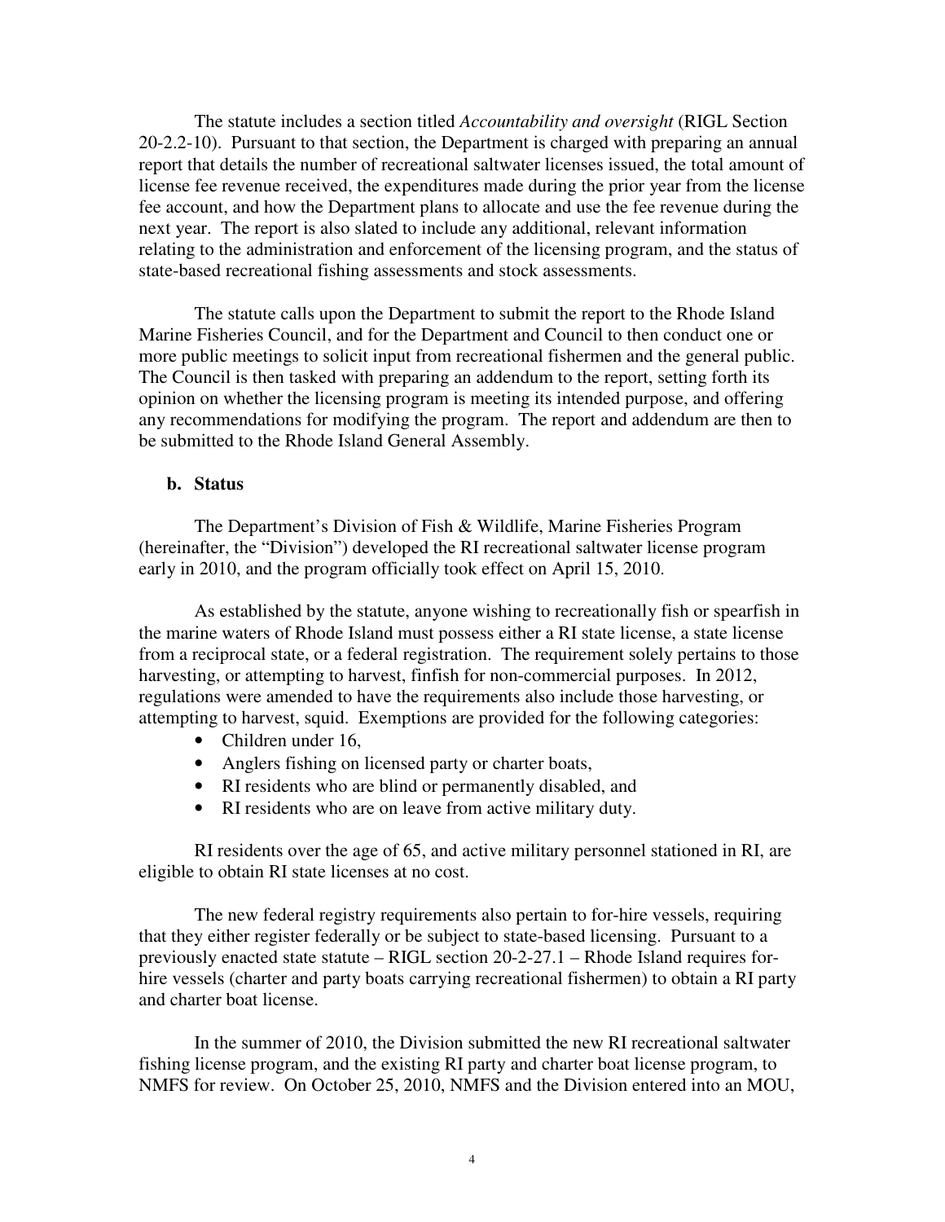The statute includes a section titled *Accountability and oversight* (RIGL Section 20-2.2-10). Pursuant to that section, the Department is charged with preparing an annual report that details the number of recreational saltwater licenses issued, the total amount of license fee revenue received, the expenditures made during the prior year from the license fee account, and how the Department plans to allocate and use the fee revenue during the next year. The report is also slated to include any additional, relevant information relating to the administration and enforcement of the licensing program, and the status of state-based recreational fishing assessments and stock assessments.

The statute calls upon the Department to submit the report to the Rhode Island Marine Fisheries Council, and for the Department and Council to then conduct one or more public meetings to solicit input from recreational fishermen and the general public. The Council is then tasked with preparing an addendum to the report, setting forth its opinion on whether the licensing program is meeting its intended purpose, and offering any recommendations for modifying the program. The report and addendum are then to be submitted to the Rhode Island General Assembly.

### b. Status

The Department's Division of Fish & Wildlife, Marine Fisheries Program (hereinafter, the "Division") developed the RI recreational saltwater license program early in 2010, and the program officially took effect on April 15, 2010.

As established by the statute, anyone wishing to recreationally fish or spearfish in the marine waters of Rhode Island must possess either a RI state license, a state license from a reciprocal state, or a federal registration. The requirement solely pertains to those harvesting, or attempting to harvest, finfish for non-commercial purposes. In 2012, regulations were amended to have the requirements also include those harvesting, or attempting to harvest, squid. Exemptions are provided for the following categories:

- Children under 16,
- Anglers fishing on licensed party or charter boats,
- RI residents who are blind or permanently disabled, and
- RI residents who are on leave from active military duty.

RI residents over the age of 65, and active military personnel stationed in RI, are eligible to obtain RI state licenses at no cost.

The new federal registry requirements also pertain to for-hire vessels, requiring that they either register federally or be subject to state-based licensing. Pursuant to a previously enacted state statute – RIGL section 20-2-27.1 – Rhode Island requires for-hire vessels (charter and party boats carrying recreational fishermen) to obtain a RI party and charter boat license.

In the summer of 2010, the Division submitted the new RI recreational saltwater fishing license program, and the existing RI party and charter boat license program, to NMFS for review. On October 25, 2010, NMFS and the Division entered into an MOU,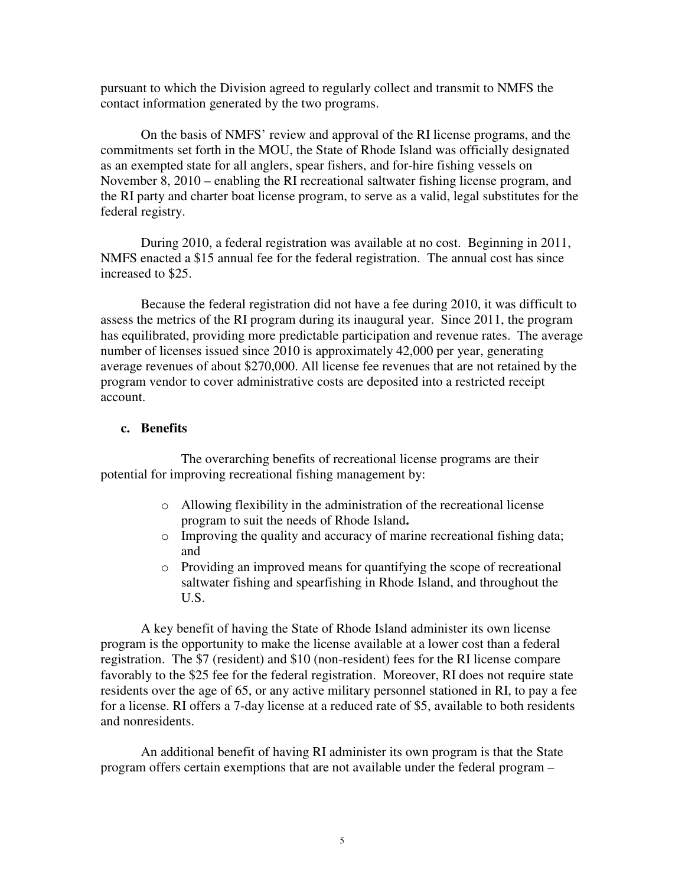pursuant to which the Division agreed to regularly collect and transmit to NMFS the contact information generated by the two programs.

On the basis of NMFS' review and approval of the RI license programs, and the commitments set forth in the MOU, the State of Rhode Island was officially designated as an exempted state for all anglers, spear fishers, and for-hire fishing vessels on November 8, 2010 – enabling the RI recreational saltwater fishing license program, and the RI party and charter boat license program, to serve as a valid, legal substitutes for the federal registry.

During 2010, a federal registration was available at no cost. Beginning in 2011, NMFS enacted a $15 annual fee for the federal registration. The annual cost has since increased to $25.

Because the federal registration did not have a fee during 2010, it was difficult to assess the metrics of the RI program during its inaugural year. Since 2011, the program has equilibrated, providing more predictable participation and revenue rates. The average number of licenses issued since 2010 is approximately 42,000 per year, generating average revenues of about $270,000. All license fee revenues that are not retained by the program vendor to cover administrative costs are deposited into a restricted receipt account.

### c. Benefits

The overarching benefits of recreational license programs are their potential for improving recreational fishing management by:

- Allowing flexibility in the administration of the recreational license program to suit the needs of Rhode Island**.**
- Improving the quality and accuracy of marine recreational fishing data; and
- Providing an improved means for quantifying the scope of recreational saltwater fishing and spearfishing in Rhode Island, and throughout the U.S.

A key benefit of having the State of Rhode Island administer its own license program is the opportunity to make the license available at a lower cost than a federal registration. The $7 (resident) and $10 (non-resident) fees for the RI license compare favorably to the $25 fee for the federal registration. Moreover, RI does not require state residents over the age of 65, or any active military personnel stationed in RI, to pay a fee for a license. RI offers a 7-day license at a reduced rate of $5, available to both residents and nonresidents.

An additional benefit of having RI administer its own program is that the State program offers certain exemptions that are not available under the federal program –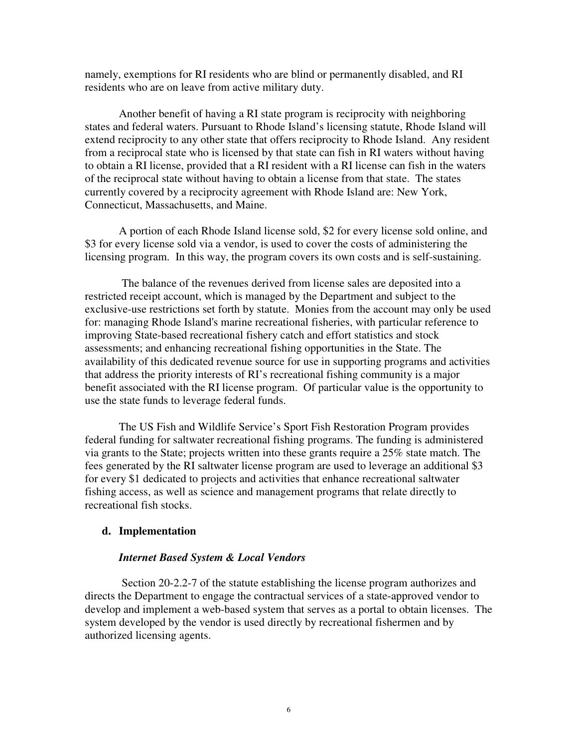namely, exemptions for RI residents who are blind or permanently disabled, and RI residents who are on leave from active military duty.

Another benefit of having a RI state program is reciprocity with neighboring states and federal waters. Pursuant to Rhode Island's licensing statute, Rhode Island will extend reciprocity to any other state that offers reciprocity to Rhode Island. Any resident from a reciprocal state who is licensed by that state can fish in RI waters without having to obtain a RI license, provided that a RI resident with a RI license can fish in the waters of the reciprocal state without having to obtain a license from that state. The states currently covered by a reciprocity agreement with Rhode Island are: New York, Connecticut, Massachusetts, and Maine.

A portion of each Rhode Island license sold, \$2 for every license sold online, and \$3 for every license sold via a vendor, is used to cover the costs of administering the licensing program. In this way, the program covers its own costs and is self-sustaining.

The balance of the revenues derived from license sales are deposited into a restricted receipt account, which is managed by the Department and subject to the exclusive-use restrictions set forth by statute. Monies from the account may only be used for: managing Rhode Island's marine recreational fisheries, with particular reference to improving State-based recreational fishery catch and effort statistics and stock assessments; and enhancing recreational fishing opportunities in the State. The availability of this dedicated revenue source for use in supporting programs and activities that address the priority interests of RI's recreational fishing community is a major benefit associated with the RI license program. Of particular value is the opportunity to use the state funds to leverage federal funds.

The US Fish and Wildlife Service's Sport Fish Restoration Program provides federal funding for saltwater recreational fishing programs. The funding is administered via grants to the State; projects written into these grants require a 25% state match. The fees generated by the RI saltwater license program are used to leverage an additional \$3 for every \$1 dedicated to projects and activities that enhance recreational saltwater fishing access, as well as science and management programs that relate directly to recreational fish stocks.

### d. Implementation

***Internet Based System & Local Vendors***

Section 20-2.2-7 of the statute establishing the license program authorizes and directs the Department to engage the contractual services of a state-approved vendor to develop and implement a web-based system that serves as a portal to obtain licenses. The system developed by the vendor is used directly by recreational fishermen and by authorized licensing agents.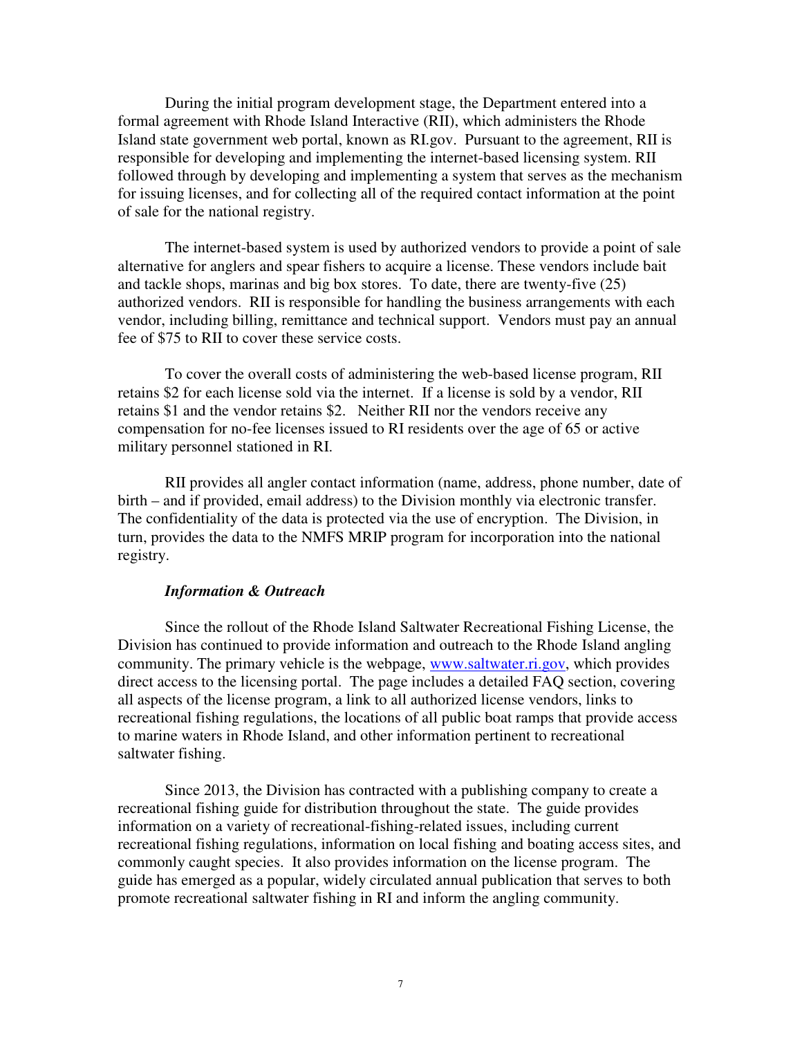During the initial program development stage, the Department entered into a formal agreement with Rhode Island Interactive (RII), which administers the Rhode Island state government web portal, known as RI.gov. Pursuant to the agreement, RII is responsible for developing and implementing the internet-based licensing system. RII followed through by developing and implementing a system that serves as the mechanism for issuing licenses, and for collecting all of the required contact information at the point of sale for the national registry.

The internet-based system is used by authorized vendors to provide a point of sale alternative for anglers and spear fishers to acquire a license. These vendors include bait and tackle shops, marinas and big box stores. To date, there are twenty-five (25) authorized vendors. RII is responsible for handling the business arrangements with each vendor, including billing, remittance and technical support. Vendors must pay an annual fee of $75 to RII to cover these service costs.

To cover the overall costs of administering the web-based license program, RII retains $2 for each license sold via the internet. If a license is sold by a vendor, RII retains $1 and the vendor retains $2. Neither RII nor the vendors receive any compensation for no-fee licenses issued to RI residents over the age of 65 or active military personnel stationed in RI.

RII provides all angler contact information (name, address, phone number, date of birth – and if provided, email address) to the Division monthly via electronic transfer. The confidentiality of the data is protected via the use of encryption. The Division, in turn, provides the data to the NMFS MRIP program for incorporation into the national registry.

***Information & Outreach***

Since the rollout of the Rhode Island Saltwater Recreational Fishing License, the Division has continued to provide information and outreach to the Rhode Island angling community. The primary vehicle is the webpage, [www.saltwater.ri.gov](http://www.saltwater.ri.gov), which provides direct access to the licensing portal. The page includes a detailed FAQ section, covering all aspects of the license program, a link to all authorized license vendors, links to recreational fishing regulations, the locations of all public boat ramps that provide access to marine waters in Rhode Island, and other information pertinent to recreational saltwater fishing.

Since 2013, the Division has contracted with a publishing company to create a recreational fishing guide for distribution throughout the state. The guide provides information on a variety of recreational-fishing-related issues, including current recreational fishing regulations, information on local fishing and boating access sites, and commonly caught species. It also provides information on the license program. The guide has emerged as a popular, widely circulated annual publication that serves to both promote recreational saltwater fishing in RI and inform the angling community.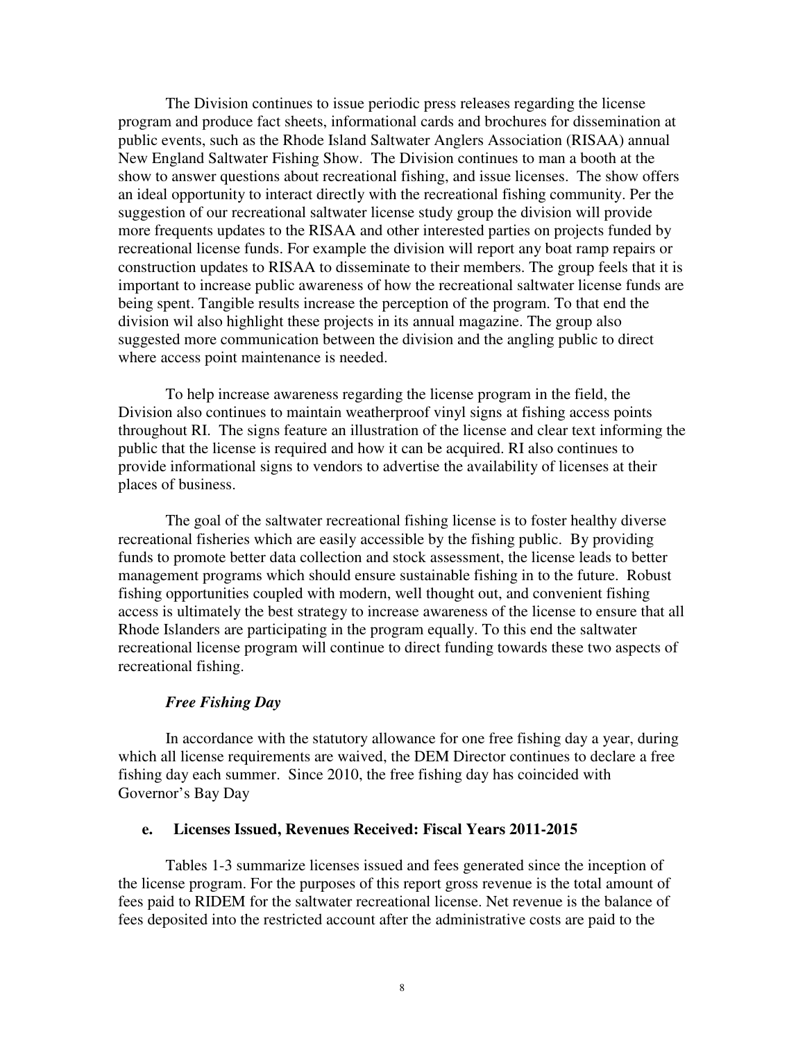The Division continues to issue periodic press releases regarding the license program and produce fact sheets, informational cards and brochures for dissemination at public events, such as the Rhode Island Saltwater Anglers Association (RISAA) annual New England Saltwater Fishing Show. The Division continues to man a booth at the show to answer questions about recreational fishing, and issue licenses. The show offers an ideal opportunity to interact directly with the recreational fishing community. Per the suggestion of our recreational saltwater license study group the division will provide more frequents updates to the RISAA and other interested parties on projects funded by recreational license funds. For example the division will report any boat ramp repairs or construction updates to RISAA to disseminate to their members. The group feels that it is important to increase public awareness of how the recreational saltwater license funds are being spent. Tangible results increase the perception of the program. To that end the division wil also highlight these projects in its annual magazine. The group also suggested more communication between the division and the angling public to direct where access point maintenance is needed.

To help increase awareness regarding the license program in the field, the Division also continues to maintain weatherproof vinyl signs at fishing access points throughout RI. The signs feature an illustration of the license and clear text informing the public that the license is required and how it can be acquired. RI also continues to provide informational signs to vendors to advertise the availability of licenses at their places of business.

The goal of the saltwater recreational fishing license is to foster healthy diverse recreational fisheries which are easily accessible by the fishing public. By providing funds to promote better data collection and stock assessment, the license leads to better management programs which should ensure sustainable fishing in to the future. Robust fishing opportunities coupled with modern, well thought out, and convenient fishing access is ultimately the best strategy to increase awareness of the license to ensure that all Rhode Islanders are participating in the program equally. To this end the saltwater recreational license program will continue to direct funding towards these two aspects of recreational fishing.

***Free Fishing Day***

In accordance with the statutory allowance for one free fishing day a year, during which all license requirements are waived, the DEM Director continues to declare a free fishing day each summer. Since 2010, the free fishing day has coincided with Governor's Bay Day

### e. Licenses Issued, Revenues Received: Fiscal Years 2011-2015

Tables 1-3 summarize licenses issued and fees generated since the inception of the license program. For the purposes of this report gross revenue is the total amount of fees paid to RIDEM for the saltwater recreational license. Net revenue is the balance of fees deposited into the restricted account after the administrative costs are paid to the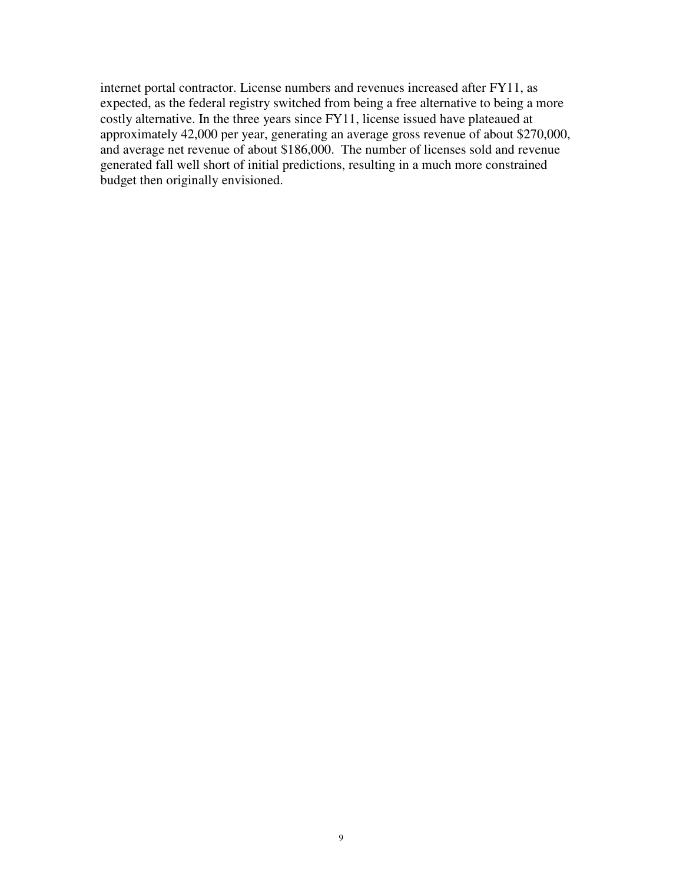internet portal contractor. License numbers and revenues increased after FY11, as expected, as the federal registry switched from being a free alternative to being a more costly alternative. In the three years since FY11, license issued have plateaued at approximately 42,000 per year, generating an average gross revenue of about $270,000, and average net revenue of about $186,000. The number of licenses sold and revenue generated fall well short of initial predictions, resulting in a much more constrained budget then originally envisioned.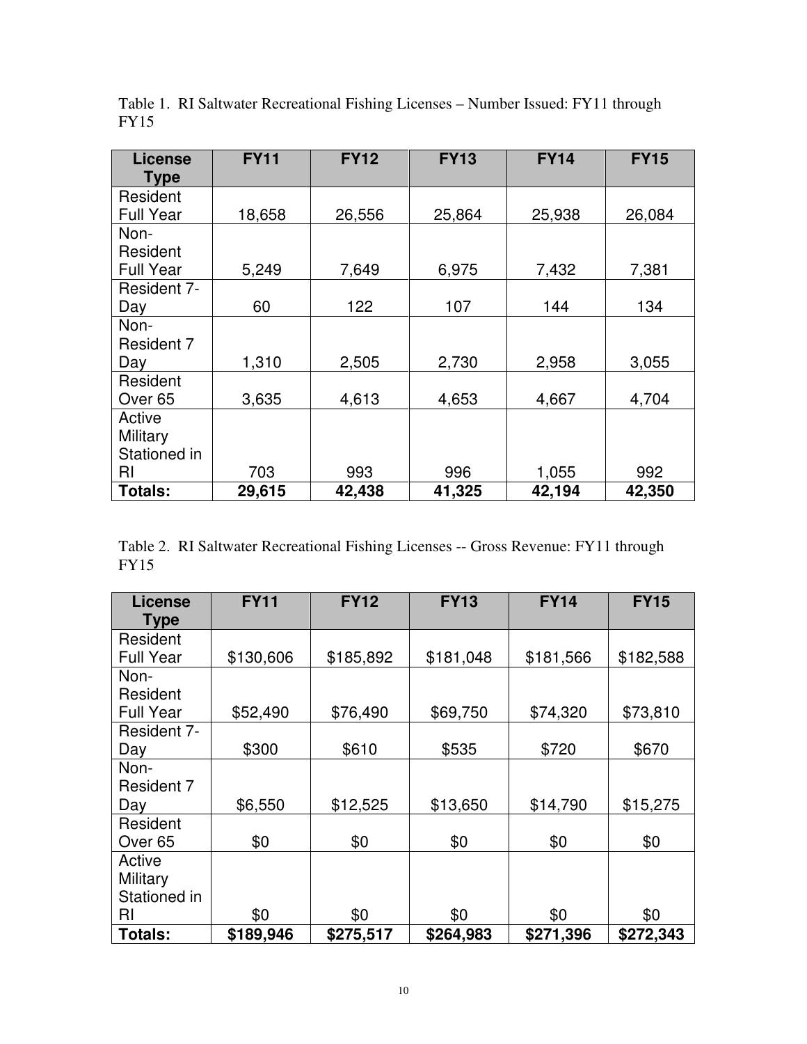Table 1. RI Saltwater Recreational Fishing Licenses – Number Issued: FY11 through FY15

| License Type | FY11 | FY12 | FY13 | FY14 | FY15 |
|---|---|---|---|---|---|
| Resident Full Year | 18,658 | 26,556 | 25,864 | 25,938 | 26,084 |
| Non-Resident Full Year | 5,249 | 7,649 | 6,975 | 7,432 | 7,381 |
| Resident 7-Day | 60 | 122 | 107 | 144 | 134 |
| Non-Resident 7 Day | 1,310 | 2,505 | 2,730 | 2,958 | 3,055 |
| Resident Over 65 | 3,635 | 4,613 | 4,653 | 4,667 | 4,704 |
| Active Military Stationed in RI | 703 | 993 | 996 | 1,055 | 992 |
| **Totals:** | **29,615** | **42,438** | **41,325** | **42,194** | **42,350** |

Table 2. RI Saltwater Recreational Fishing Licenses -- Gross Revenue: FY11 through FY15

| License Type | FY11 | FY12 | FY13 | FY14 | FY15 |
|---|---|---|---|---|---|
| Resident Full Year | $130,606 | $185,892 | $181,048 | $181,566 | $182,588 |
| Non-Resident Full Year | $52,490 | $76,490 | $69,750 | $74,320 | $73,810 |
| Resident 7-Day | $300 | $610 | $535 | $720 | $670 |
| Non-Resident 7 Day | $6,550 | $12,525 | $13,650 | $14,790 | $15,275 |
| Resident Over 65 | $0 | $0 | $0 | $0 | $0 |
| Active Military Stationed in RI | $0 | $0 | $0 | $0 | $0 |
| **Totals:** | **$189,946** | **$275,517** | **$264,983** | **$271,396** | **$272,343** |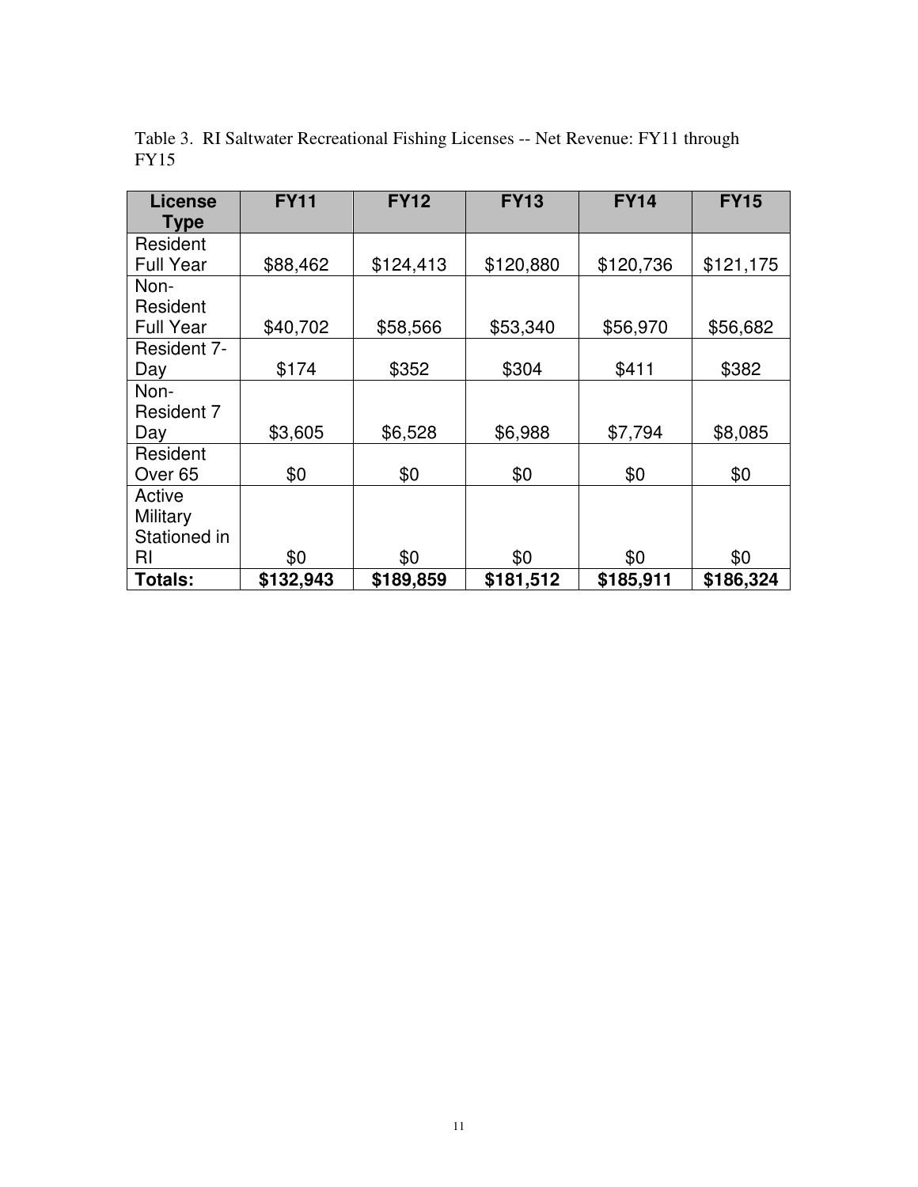Table 3. RI Saltwater Recreational Fishing Licenses -- Net Revenue: FY11 through FY15

| License Type | FY11 | FY12 | FY13 | FY14 | FY15 |
|---|---|---|---|---|---|
| Resident Full Year | $88,462 | $124,413 | $120,880 | $120,736 | $121,175 |
| Non-Resident Full Year | $40,702 | $58,566 | $53,340 | $56,970 | $56,682 |
| Resident 7-Day | $174 | $352 | $304 | $411 | $382 |
| Non-Resident 7 Day | $3,605 | $6,528 | $6,988 | $7,794 | $8,085 |
| Resident Over 65 | $0 | $0 | $0 | $0 | $0 |
| Active Military Stationed in RI | $0 | $0 | $0 | $0 | $0 |
| **Totals:** | **$132,943** | **$189,859** | **$181,512** | **$185,911** | **$186,324** |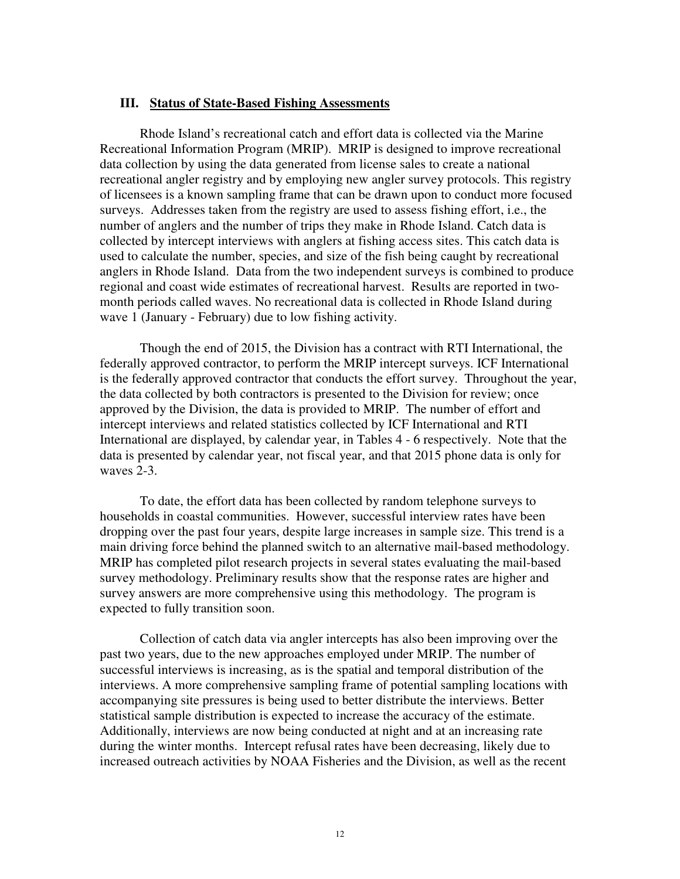## III. Status of State-Based Fishing Assessments

Rhode Island's recreational catch and effort data is collected via the Marine Recreational Information Program (MRIP). MRIP is designed to improve recreational data collection by using the data generated from license sales to create a national recreational angler registry and by employing new angler survey protocols. This registry of licensees is a known sampling frame that can be drawn upon to conduct more focused surveys. Addresses taken from the registry are used to assess fishing effort, i.e., the number of anglers and the number of trips they make in Rhode Island. Catch data is collected by intercept interviews with anglers at fishing access sites. This catch data is used to calculate the number, species, and size of the fish being caught by recreational anglers in Rhode Island. Data from the two independent surveys is combined to produce regional and coast wide estimates of recreational harvest. Results are reported in two-month periods called waves. No recreational data is collected in Rhode Island during wave 1 (January - February) due to low fishing activity.

Though the end of 2015, the Division has a contract with RTI International, the federally approved contractor, to perform the MRIP intercept surveys. ICF International is the federally approved contractor that conducts the effort survey. Throughout the year, the data collected by both contractors is presented to the Division for review; once approved by the Division, the data is provided to MRIP. The number of effort and intercept interviews and related statistics collected by ICF International and RTI International are displayed, by calendar year, in Tables 4 - 6 respectively. Note that the data is presented by calendar year, not fiscal year, and that 2015 phone data is only for waves 2-3.

To date, the effort data has been collected by random telephone surveys to households in coastal communities. However, successful interview rates have been dropping over the past four years, despite large increases in sample size. This trend is a main driving force behind the planned switch to an alternative mail-based methodology. MRIP has completed pilot research projects in several states evaluating the mail-based survey methodology. Preliminary results show that the response rates are higher and survey answers are more comprehensive using this methodology. The program is expected to fully transition soon.

Collection of catch data via angler intercepts has also been improving over the past two years, due to the new approaches employed under MRIP. The number of successful interviews is increasing, as is the spatial and temporal distribution of the interviews. A more comprehensive sampling frame of potential sampling locations with accompanying site pressures is being used to better distribute the interviews. Better statistical sample distribution is expected to increase the accuracy of the estimate. Additionally, interviews are now being conducted at night and at an increasing rate during the winter months. Intercept refusal rates have been decreasing, likely due to increased outreach activities by NOAA Fisheries and the Division, as well as the recent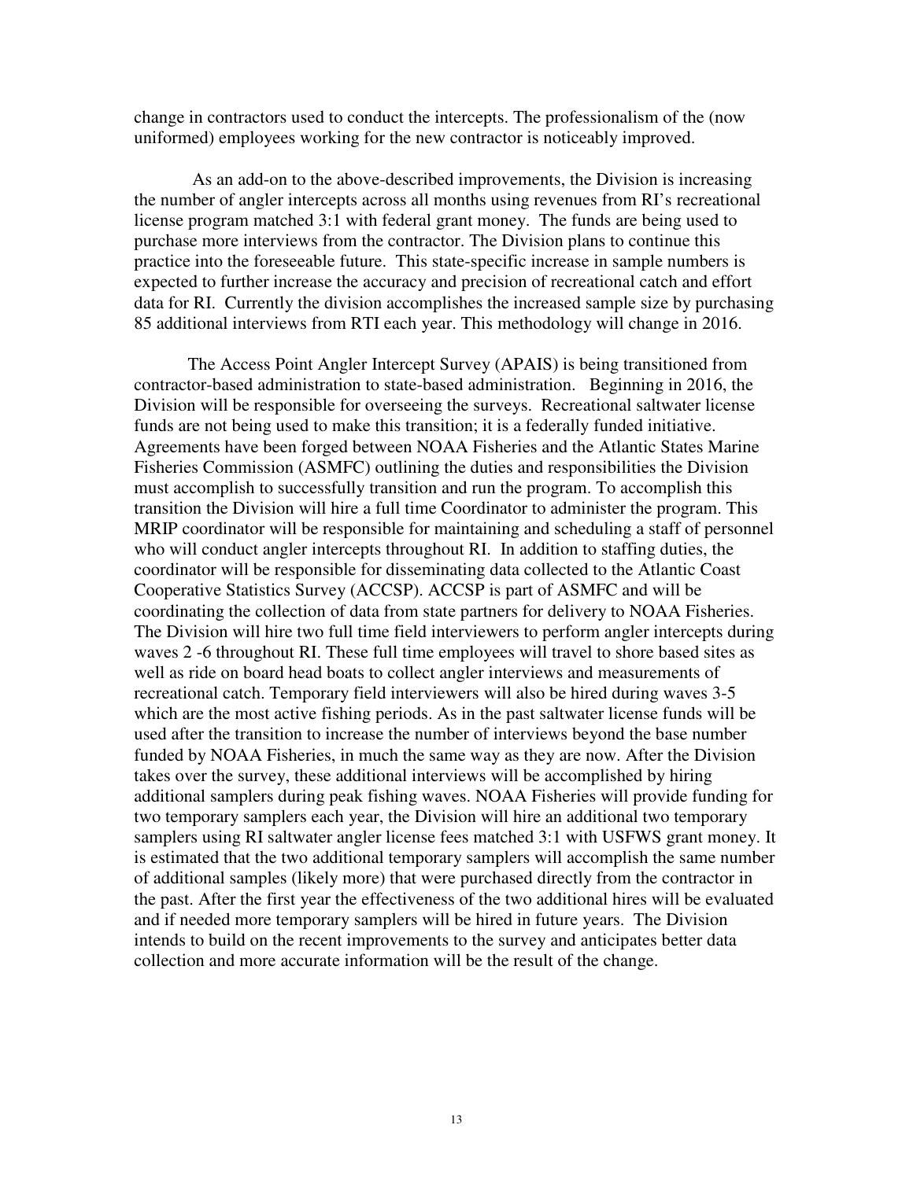change in contractors used to conduct the intercepts. The professionalism of the (now uniformed) employees working for the new contractor is noticeably improved.

As an add-on to the above-described improvements, the Division is increasing the number of angler intercepts across all months using revenues from RI's recreational license program matched 3:1 with federal grant money. The funds are being used to purchase more interviews from the contractor. The Division plans to continue this practice into the foreseeable future. This state-specific increase in sample numbers is expected to further increase the accuracy and precision of recreational catch and effort data for RI. Currently the division accomplishes the increased sample size by purchasing 85 additional interviews from RTI each year. This methodology will change in 2016.

The Access Point Angler Intercept Survey (APAIS) is being transitioned from contractor-based administration to state-based administration. Beginning in 2016, the Division will be responsible for overseeing the surveys. Recreational saltwater license funds are not being used to make this transition; it is a federally funded initiative. Agreements have been forged between NOAA Fisheries and the Atlantic States Marine Fisheries Commission (ASMFC) outlining the duties and responsibilities the Division must accomplish to successfully transition and run the program. To accomplish this transition the Division will hire a full time Coordinator to administer the program. This MRIP coordinator will be responsible for maintaining and scheduling a staff of personnel who will conduct angler intercepts throughout RI. In addition to staffing duties, the coordinator will be responsible for disseminating data collected to the Atlantic Coast Cooperative Statistics Survey (ACCSP). ACCSP is part of ASMFC and will be coordinating the collection of data from state partners for delivery to NOAA Fisheries. The Division will hire two full time field interviewers to perform angler intercepts during waves 2 -6 throughout RI. These full time employees will travel to shore based sites as well as ride on board head boats to collect angler interviews and measurements of recreational catch. Temporary field interviewers will also be hired during waves 3-5 which are the most active fishing periods. As in the past saltwater license funds will be used after the transition to increase the number of interviews beyond the base number funded by NOAA Fisheries, in much the same way as they are now. After the Division takes over the survey, these additional interviews will be accomplished by hiring additional samplers during peak fishing waves. NOAA Fisheries will provide funding for two temporary samplers each year, the Division will hire an additional two temporary samplers using RI saltwater angler license fees matched 3:1 with USFWS grant money. It is estimated that the two additional temporary samplers will accomplish the same number of additional samples (likely more) that were purchased directly from the contractor in the past. After the first year the effectiveness of the two additional hires will be evaluated and if needed more temporary samplers will be hired in future years. The Division intends to build on the recent improvements to the survey and anticipates better data collection and more accurate information will be the result of the change.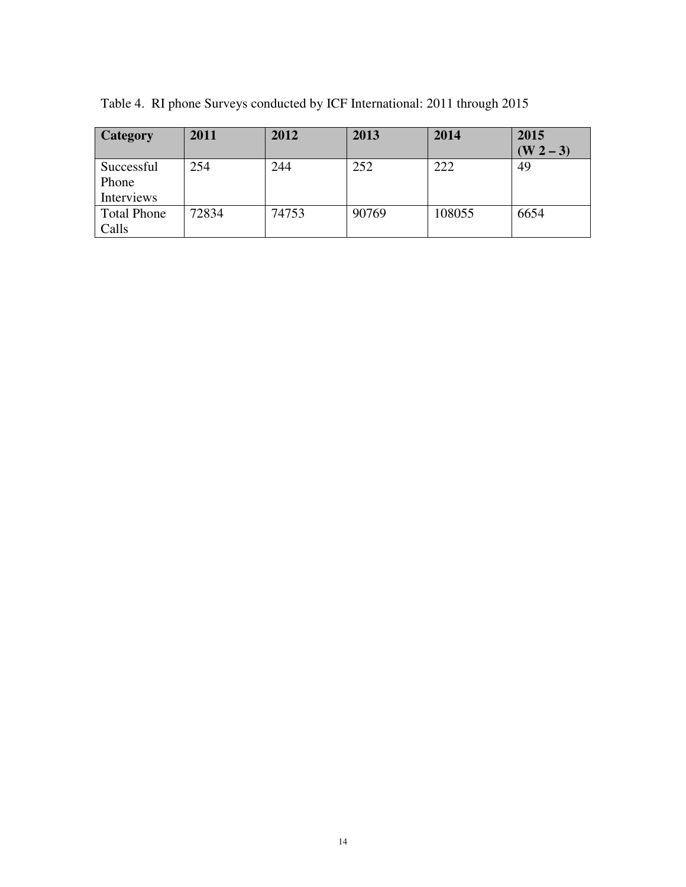Table 4. RI phone Surveys conducted by ICF International: 2011 through 2015

| Category | 2011 | 2012 | 2013 | 2014 | 2015 (W 2 – 3) |
| --- | --- | --- | --- | --- | --- |
| Successful Phone Interviews | 254 | 244 | 252 | 222 | 49 |
| Total Phone Calls | 72834 | 74753 | 90769 | 108055 | 6654 |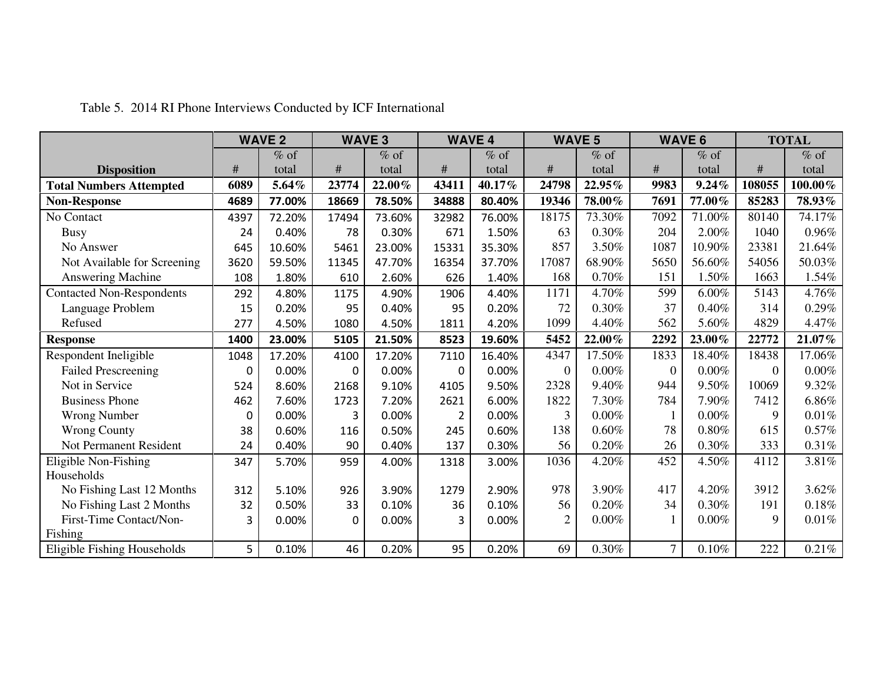Table 5. 2014 RI Phone Interviews Conducted by ICF International

| | WAVE 2 | | WAVE 3 | | WAVE 4 | | WAVE 5 | | WAVE 6 | | TOTAL | |
|---|---|---|---|---|---|---|---|---|---|---|---|---|
| **Disposition** | # | % of total | # | % of total | # | % of total | # | % of total | # | % of total | # | % of total |
| **Total Numbers Attempted** | **6089** | **5.64%** | **23774** | **22.00%** | **43411** | **40.17%** | **24798** | **22.95%** | **9983** | **9.24%** | **108055** | **100.00%** |
| **Non-Response** | **4689** | **77.00%** | **18669** | **78.50%** | **34888** | **80.40%** | **19346** | **78.00%** | **7691** | **77.00%** | **85283** | **78.93%** |
| No Contact | 4397 | 72.20% | 17494 | 73.60% | 32982 | 76.00% | 18175 | 73.30% | 7092 | 71.00% | 80140 | 74.17% |
| Busy | 24 | 0.40% | 78 | 0.30% | 671 | 1.50% | 63 | 0.30% | 204 | 2.00% | 1040 | 0.96% |
| No Answer | 645 | 10.60% | 5461 | 23.00% | 15331 | 35.30% | 857 | 3.50% | 1087 | 10.90% | 23381 | 21.64% |
| Not Available for Screening | 3620 | 59.50% | 11345 | 47.70% | 16354 | 37.70% | 17087 | 68.90% | 5650 | 56.60% | 54056 | 50.03% |
| Answering Machine | 108 | 1.80% | 610 | 2.60% | 626 | 1.40% | 168 | 0.70% | 151 | 1.50% | 1663 | 1.54% |
| Contacted Non-Respondents | 292 | 4.80% | 1175 | 4.90% | 1906 | 4.40% | 1171 | 4.70% | 599 | 6.00% | 5143 | 4.76% |
| Language Problem | 15 | 0.20% | 95 | 0.40% | 95 | 0.20% | 72 | 0.30% | 37 | 0.40% | 314 | 0.29% |
| Refused | 277 | 4.50% | 1080 | 4.50% | 1811 | 4.20% | 1099 | 4.40% | 562 | 5.60% | 4829 | 4.47% |
| **Response** | **1400** | **23.00%** | **5105** | **21.50%** | **8523** | **19.60%** | **5452** | **22.00%** | **2292** | **23.00%** | **22772** | **21.07%** |
| Respondent Ineligible | 1048 | 17.20% | 4100 | 17.20% | 7110 | 16.40% | 4347 | 17.50% | 1833 | 18.40% | 18438 | 17.06% |
| Failed Prescreening | 0 | 0.00% | 0 | 0.00% | 0 | 0.00% | 0 | 0.00% | 0 | 0.00% | 0 | 0.00% |
| Not in Service | 524 | 8.60% | 2168 | 9.10% | 4105 | 9.50% | 2328 | 9.40% | 944 | 9.50% | 10069 | 9.32% |
| Business Phone | 462 | 7.60% | 1723 | 7.20% | 2621 | 6.00% | 1822 | 7.30% | 784 | 7.90% | 7412 | 6.86% |
| Wrong Number | 0 | 0.00% | 3 | 0.00% | 2 | 0.00% | 3 | 0.00% | 1 | 0.00% | 9 | 0.01% |
| Wrong County | 38 | 0.60% | 116 | 0.50% | 245 | 0.60% | 138 | 0.60% | 78 | 0.80% | 615 | 0.57% |
| Not Permanent Resident | 24 | 0.40% | 90 | 0.40% | 137 | 0.30% | 56 | 0.20% | 26 | 0.30% | 333 | 0.31% |
| Eligible Non-Fishing Households | 347 | 5.70% | 959 | 4.00% | 1318 | 3.00% | 1036 | 4.20% | 452 | 4.50% | 4112 | 3.81% |
| No Fishing Last 12 Months | 312 | 5.10% | 926 | 3.90% | 1279 | 2.90% | 978 | 3.90% | 417 | 4.20% | 3912 | 3.62% |
| No Fishing Last 2 Months | 32 | 0.50% | 33 | 0.10% | 36 | 0.10% | 56 | 0.20% | 34 | 0.30% | 191 | 0.18% |
| First-Time Contact/Non-Fishing | 3 | 0.00% | 0 | 0.00% | 3 | 0.00% | 2 | 0.00% | 1 | 0.00% | 9 | 0.01% |
| Eligible Fishing Households | 5 | 0.10% | 46 | 0.20% | 95 | 0.20% | 69 | 0.30% | 7 | 0.10% | 222 | 0.21% |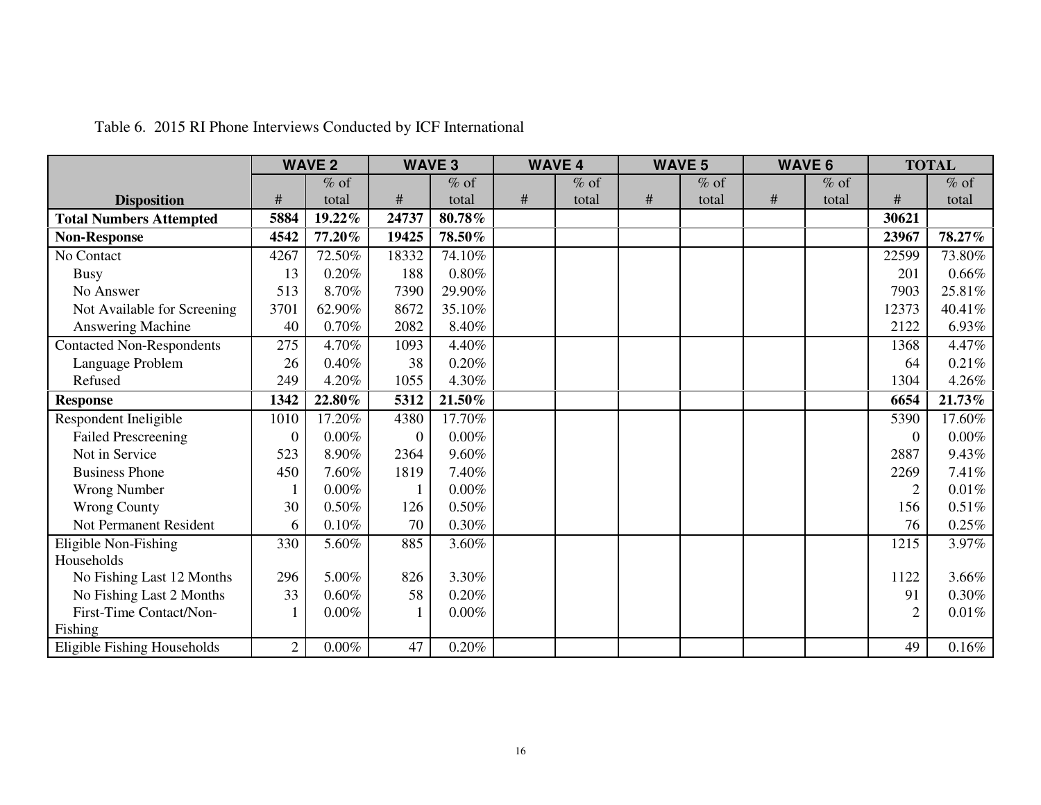Table 6. 2015 RI Phone Interviews Conducted by ICF International

| | WAVE 2 | | WAVE 3 | | WAVE 4 | | WAVE 5 | | WAVE 6 | | TOTAL | |
|---|---|---|---|---|---|---|---|---|---|---|---|---|
| **Disposition** | # | % of total | # | % of total | # | % of total | # | % of total | # | % of total | # | % of total |
| **Total Numbers Attempted** | **5884** | **19.22%** | **24737** | **80.78%** | | | | | | | **30621** | |
| **Non-Response** | **4542** | **77.20%** | **19425** | **78.50%** | | | | | | | **23967** | **78.27%** |
| No Contact | 4267 | 72.50% | 18332 | 74.10% | | | | | | | 22599 | 73.80% |
| Busy | 13 | 0.20% | 188 | 0.80% | | | | | | | 201 | 0.66% |
| No Answer | 513 | 8.70% | 7390 | 29.90% | | | | | | | 7903 | 25.81% |
| Not Available for Screening | 3701 | 62.90% | 8672 | 35.10% | | | | | | | 12373 | 40.41% |
| Answering Machine | 40 | 0.70% | 2082 | 8.40% | | | | | | | 2122 | 6.93% |
| Contacted Non-Respondents | 275 | 4.70% | 1093 | 4.40% | | | | | | | 1368 | 4.47% |
| Language Problem | 26 | 0.40% | 38 | 0.20% | | | | | | | 64 | 0.21% |
| Refused | 249 | 4.20% | 1055 | 4.30% | | | | | | | 1304 | 4.26% |
| **Response** | **1342** | **22.80%** | **5312** | **21.50%** | | | | | | | **6654** | **21.73%** |
| Respondent Ineligible | 1010 | 17.20% | 4380 | 17.70% | | | | | | | 5390 | 17.60% |
| Failed Prescreening | 0 | 0.00% | 0 | 0.00% | | | | | | | 0 | 0.00% |
| Not in Service | 523 | 8.90% | 2364 | 9.60% | | | | | | | 2887 | 9.43% |
| Business Phone | 450 | 7.60% | 1819 | 7.40% | | | | | | | 2269 | 7.41% |
| Wrong Number | 1 | 0.00% | 1 | 0.00% | | | | | | | 2 | 0.01% |
| Wrong County | 30 | 0.50% | 126 | 0.50% | | | | | | | 156 | 0.51% |
| Not Permanent Resident | 6 | 0.10% | 70 | 0.30% | | | | | | | 76 | 0.25% |
| Eligible Non-Fishing Households | 330 | 5.60% | 885 | 3.60% | | | | | | | 1215 | 3.97% |
| No Fishing Last 12 Months | 296 | 5.00% | 826 | 3.30% | | | | | | | 1122 | 3.66% |
| No Fishing Last 2 Months | 33 | 0.60% | 58 | 0.20% | | | | | | | 91 | 0.30% |
| First-Time Contact/Non-Fishing | 1 | 0.00% | 1 | 0.00% | | | | | | | 2 | 0.01% |
| Eligible Fishing Households | 2 | 0.00% | 47 | 0.20% | | | | | | | 49 | 0.16% |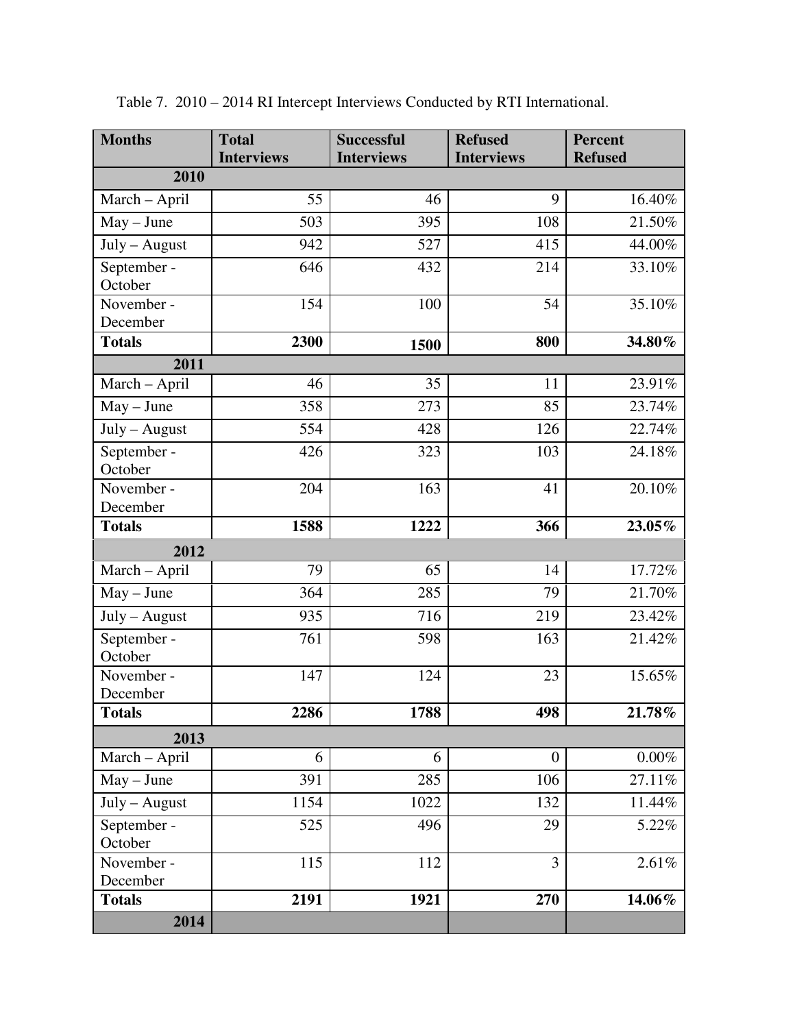Table 7. 2010 – 2014 RI Intercept Interviews Conducted by RTI International.

| Months | Total Interviews | Successful Interviews | Refused Interviews | Percent Refused |
|---|---|---|---|---|
| **2010** | | | | |
| March – April | 55 | 46 | 9 | 16.40% |
| May – June | 503 | 395 | 108 | 21.50% |
| July – August | 942 | 527 | 415 | 44.00% |
| September - October | 646 | 432 | 214 | 33.10% |
| November - December | 154 | 100 | 54 | 35.10% |
| **Totals** | **2300** | **1500** | **800** | **34.80%** |
| **2011** | | | | |
| March – April | 46 | 35 | 11 | 23.91% |
| May – June | 358 | 273 | 85 | 23.74% |
| July – August | 554 | 428 | 126 | 22.74% |
| September - October | 426 | 323 | 103 | 24.18% |
| November - December | 204 | 163 | 41 | 20.10% |
| **Totals** | **1588** | **1222** | **366** | **23.05%** |
| **2012** | | | | |
| March – April | 79 | 65 | 14 | 17.72% |
| May – June | 364 | 285 | 79 | 21.70% |
| July – August | 935 | 716 | 219 | 23.42% |
| September - October | 761 | 598 | 163 | 21.42% |
| November - December | 147 | 124 | 23 | 15.65% |
| **Totals** | **2286** | **1788** | **498** | **21.78%** |
| **2013** | | | | |
| March – April | 6 | 6 | 0 | 0.00% |
| May – June | 391 | 285 | 106 | 27.11% |
| July – August | 1154 | 1022 | 132 | 11.44% |
| September - October | 525 | 496 | 29 | 5.22% |
| November - December | 115 | 112 | 3 | 2.61% |
| **Totals** | **2191** | **1921** | **270** | **14.06%** |
| **2014** | | | | |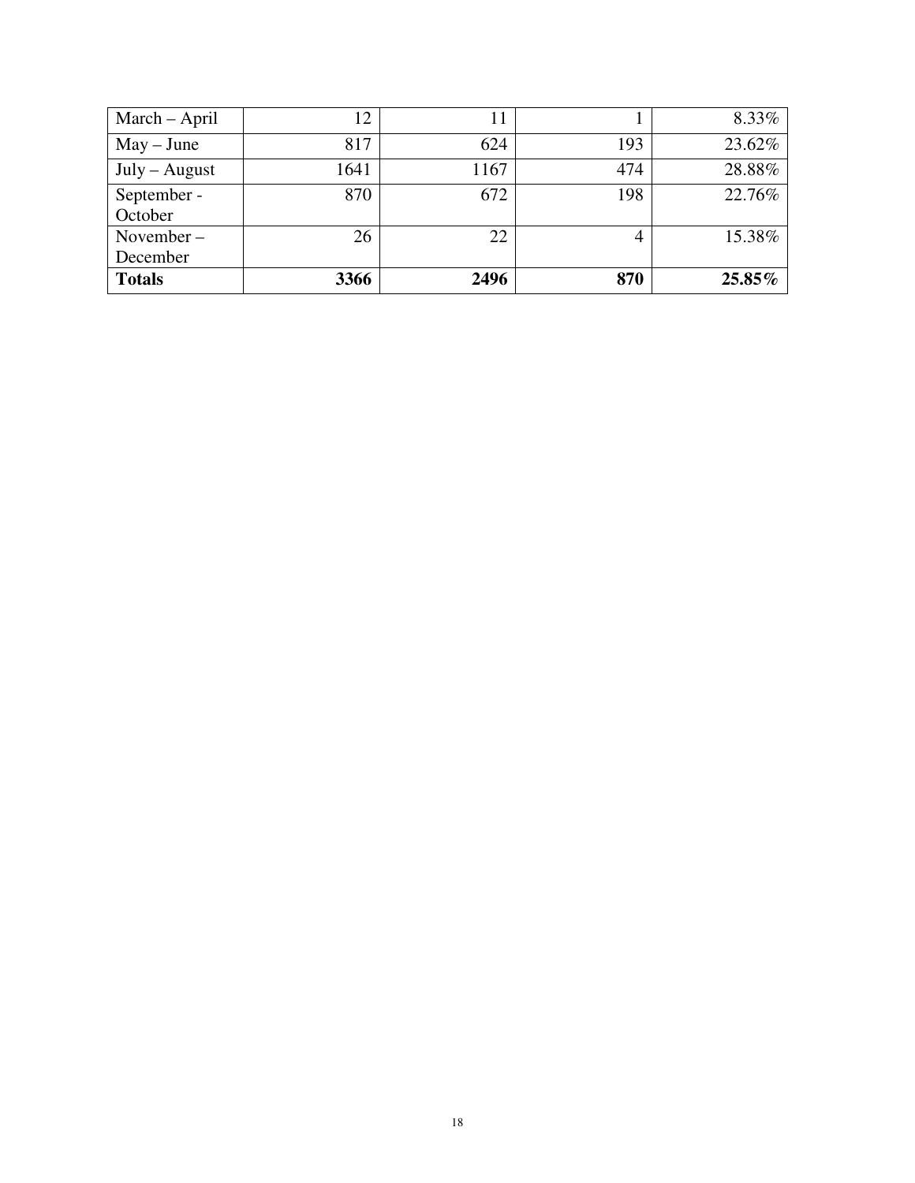| March – April | 12 | 11 | 1 | 8.33% |
|---|---|---|---|---|
| May – June | 817 | 624 | 193 | 23.62% |
| July – August | 1641 | 1167 | 474 | 28.88% |
| September - October | 870 | 672 | 198 | 22.76% |
| November – December | 26 | 22 | 4 | 15.38% |
| **Totals** | **3366** | **2496** | **870** | **25.85%** |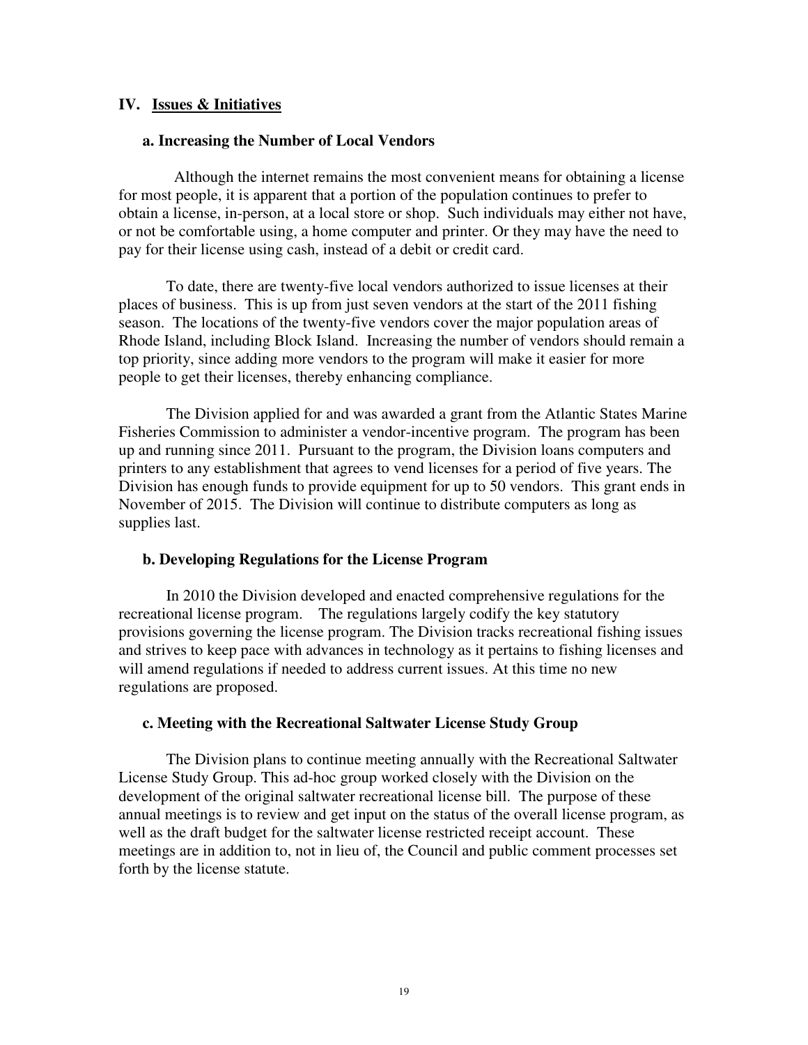## IV. Issues & Initiatives

### a. Increasing the Number of Local Vendors

Although the internet remains the most convenient means for obtaining a license for most people, it is apparent that a portion of the population continues to prefer to obtain a license, in-person, at a local store or shop. Such individuals may either not have, or not be comfortable using, a home computer and printer. Or they may have the need to pay for their license using cash, instead of a debit or credit card.

To date, there are twenty-five local vendors authorized to issue licenses at their places of business. This is up from just seven vendors at the start of the 2011 fishing season. The locations of the twenty-five vendors cover the major population areas of Rhode Island, including Block Island. Increasing the number of vendors should remain a top priority, since adding more vendors to the program will make it easier for more people to get their licenses, thereby enhancing compliance.

The Division applied for and was awarded a grant from the Atlantic States Marine Fisheries Commission to administer a vendor-incentive program. The program has been up and running since 2011. Pursuant to the program, the Division loans computers and printers to any establishment that agrees to vend licenses for a period of five years. The Division has enough funds to provide equipment for up to 50 vendors. This grant ends in November of 2015. The Division will continue to distribute computers as long as supplies last.

### b. Developing Regulations for the License Program

In 2010 the Division developed and enacted comprehensive regulations for the recreational license program. The regulations largely codify the key statutory provisions governing the license program. The Division tracks recreational fishing issues and strives to keep pace with advances in technology as it pertains to fishing licenses and will amend regulations if needed to address current issues. At this time no new regulations are proposed.

### c. Meeting with the Recreational Saltwater License Study Group

The Division plans to continue meeting annually with the Recreational Saltwater License Study Group. This ad-hoc group worked closely with the Division on the development of the original saltwater recreational license bill. The purpose of these annual meetings is to review and get input on the status of the overall license program, as well as the draft budget for the saltwater license restricted receipt account. These meetings are in addition to, not in lieu of, the Council and public comment processes set forth by the license statute.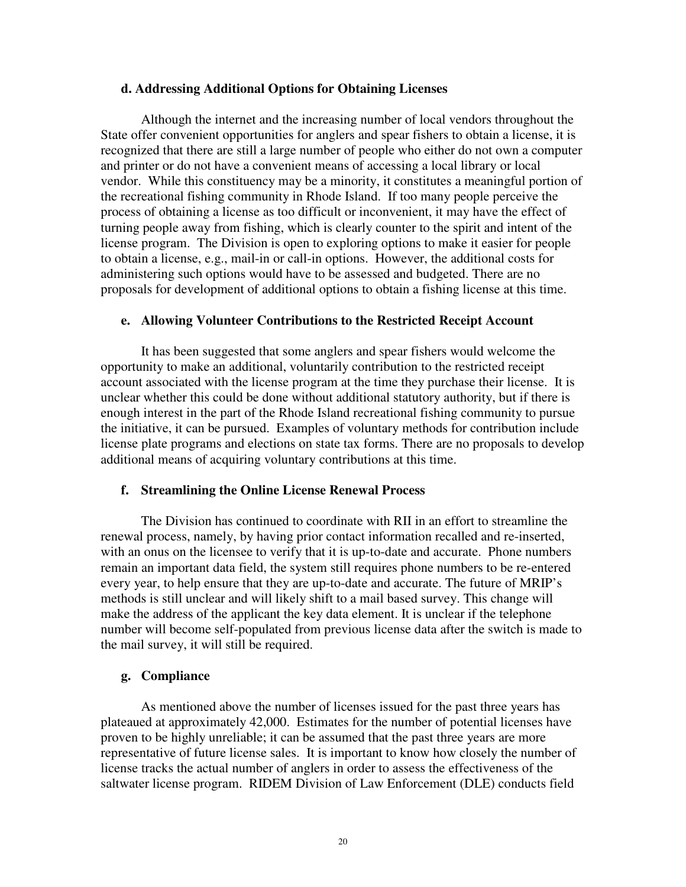### d. Addressing Additional Options for Obtaining Licenses

Although the internet and the increasing number of local vendors throughout the State offer convenient opportunities for anglers and spear fishers to obtain a license, it is recognized that there are still a large number of people who either do not own a computer and printer or do not have a convenient means of accessing a local library or local vendor. While this constituency may be a minority, it constitutes a meaningful portion of the recreational fishing community in Rhode Island. If too many people perceive the process of obtaining a license as too difficult or inconvenient, it may have the effect of turning people away from fishing, which is clearly counter to the spirit and intent of the license program. The Division is open to exploring options to make it easier for people to obtain a license, e.g., mail-in or call-in options. However, the additional costs for administering such options would have to be assessed and budgeted. There are no proposals for development of additional options to obtain a fishing license at this time.

### e. Allowing Volunteer Contributions to the Restricted Receipt Account

It has been suggested that some anglers and spear fishers would welcome the opportunity to make an additional, voluntarily contribution to the restricted receipt account associated with the license program at the time they purchase their license. It is unclear whether this could be done without additional statutory authority, but if there is enough interest in the part of the Rhode Island recreational fishing community to pursue the initiative, it can be pursued. Examples of voluntary methods for contribution include license plate programs and elections on state tax forms. There are no proposals to develop additional means of acquiring voluntary contributions at this time.

### f. Streamlining the Online License Renewal Process

The Division has continued to coordinate with RII in an effort to streamline the renewal process, namely, by having prior contact information recalled and re-inserted, with an onus on the licensee to verify that it is up-to-date and accurate. Phone numbers remain an important data field, the system still requires phone numbers to be re-entered every year, to help ensure that they are up-to-date and accurate. The future of MRIP's methods is still unclear and will likely shift to a mail based survey. This change will make the address of the applicant the key data element. It is unclear if the telephone number will become self-populated from previous license data after the switch is made to the mail survey, it will still be required.

### g. Compliance

As mentioned above the number of licenses issued for the past three years has plateaued at approximately 42,000. Estimates for the number of potential licenses have proven to be highly unreliable; it can be assumed that the past three years are more representative of future license sales. It is important to know how closely the number of license tracks the actual number of anglers in order to assess the effectiveness of the saltwater license program. RIDEM Division of Law Enforcement (DLE) conducts field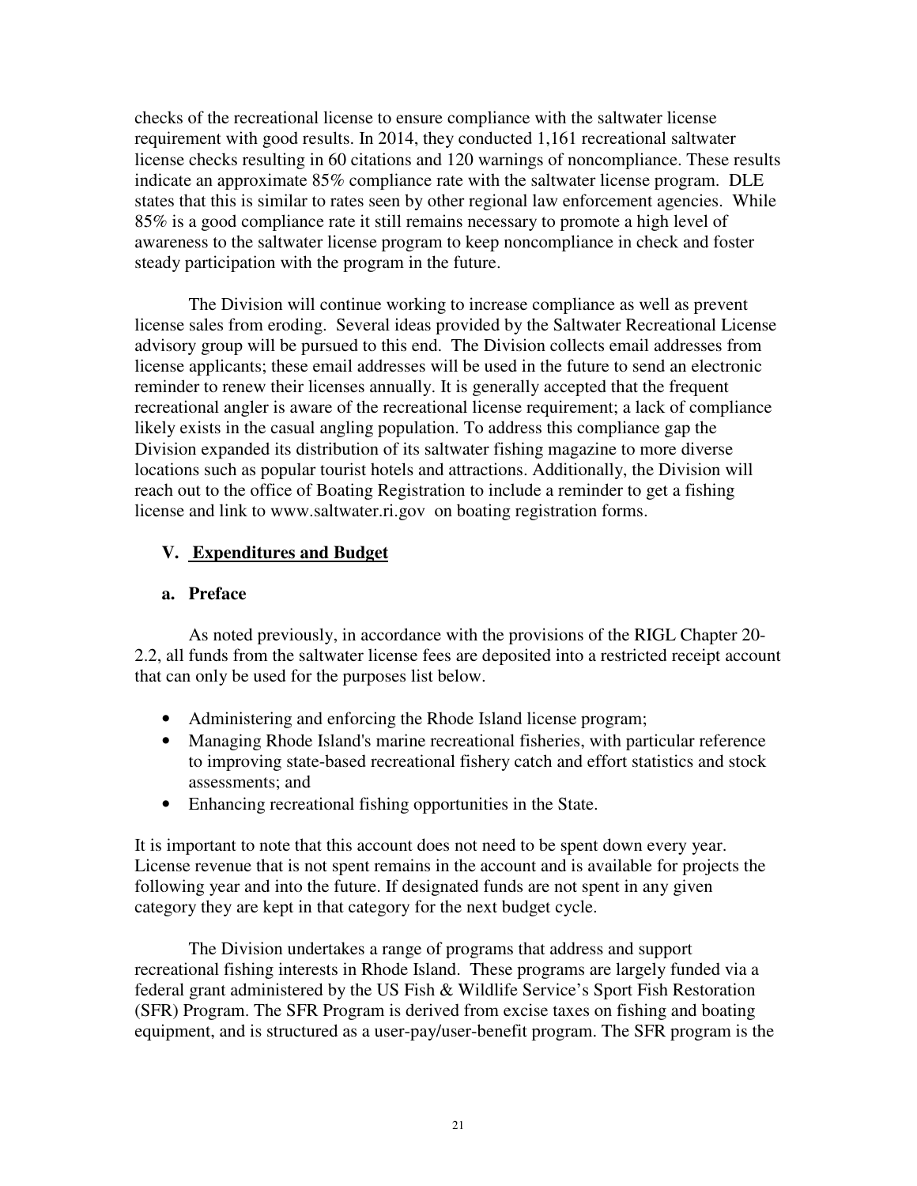checks of the recreational license to ensure compliance with the saltwater license requirement with good results. In 2014, they conducted 1,161 recreational saltwater license checks resulting in 60 citations and 120 warnings of noncompliance. These results indicate an approximate 85% compliance rate with the saltwater license program. DLE states that this is similar to rates seen by other regional law enforcement agencies. While 85% is a good compliance rate it still remains necessary to promote a high level of awareness to the saltwater license program to keep noncompliance in check and foster steady participation with the program in the future.

The Division will continue working to increase compliance as well as prevent license sales from eroding. Several ideas provided by the Saltwater Recreational License advisory group will be pursued to this end. The Division collects email addresses from license applicants; these email addresses will be used in the future to send an electronic reminder to renew their licenses annually. It is generally accepted that the frequent recreational angler is aware of the recreational license requirement; a lack of compliance likely exists in the casual angling population. To address this compliance gap the Division expanded its distribution of its saltwater fishing magazine to more diverse locations such as popular tourist hotels and attractions. Additionally, the Division will reach out to the office of Boating Registration to include a reminder to get a fishing license and link to www.saltwater.ri.gov on boating registration forms.

## V. Expenditures and Budget

### a. Preface

As noted previously, in accordance with the provisions of the RIGL Chapter 20-2.2, all funds from the saltwater license fees are deposited into a restricted receipt account that can only be used for the purposes list below.

- Administering and enforcing the Rhode Island license program;
- Managing Rhode Island's marine recreational fisheries, with particular reference to improving state-based recreational fishery catch and effort statistics and stock assessments; and
- Enhancing recreational fishing opportunities in the State.

It is important to note that this account does not need to be spent down every year. License revenue that is not spent remains in the account and is available for projects the following year and into the future. If designated funds are not spent in any given category they are kept in that category for the next budget cycle.

The Division undertakes a range of programs that address and support recreational fishing interests in Rhode Island. These programs are largely funded via a federal grant administered by the US Fish & Wildlife Service's Sport Fish Restoration (SFR) Program. The SFR Program is derived from excise taxes on fishing and boating equipment, and is structured as a user-pay/user-benefit program. The SFR program is the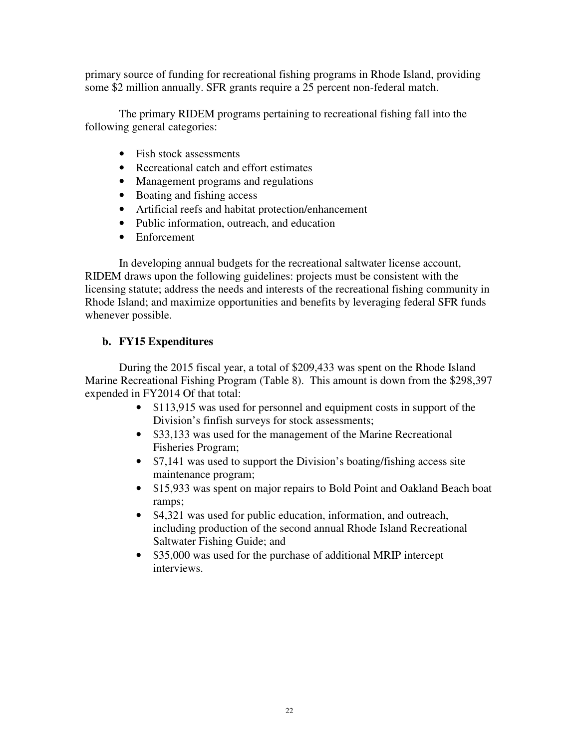primary source of funding for recreational fishing programs in Rhode Island, providing some $2 million annually. SFR grants require a 25 percent non-federal match.

The primary RIDEM programs pertaining to recreational fishing fall into the following general categories:

- Fish stock assessments
- Recreational catch and effort estimates
- Management programs and regulations
- Boating and fishing access
- Artificial reefs and habitat protection/enhancement
- Public information, outreach, and education
- Enforcement

In developing annual budgets for the recreational saltwater license account, RIDEM draws upon the following guidelines: projects must be consistent with the licensing statute; address the needs and interests of the recreational fishing community in Rhode Island; and maximize opportunities and benefits by leveraging federal SFR funds whenever possible.

### b. FY15 Expenditures

During the 2015 fiscal year, a total of $209,433 was spent on the Rhode Island Marine Recreational Fishing Program (Table 8). This amount is down from the $298,397 expended in FY2014 Of that total:

- $113,915 was used for personnel and equipment costs in support of the Division's finfish surveys for stock assessments;
- $33,133 was used for the management of the Marine Recreational Fisheries Program;
- $7,141 was used to support the Division's boating/fishing access site maintenance program;
- $15,933 was spent on major repairs to Bold Point and Oakland Beach boat ramps;
- $4,321 was used for public education, information, and outreach, including production of the second annual Rhode Island Recreational Saltwater Fishing Guide; and
- $35,000 was used for the purchase of additional MRIP intercept interviews.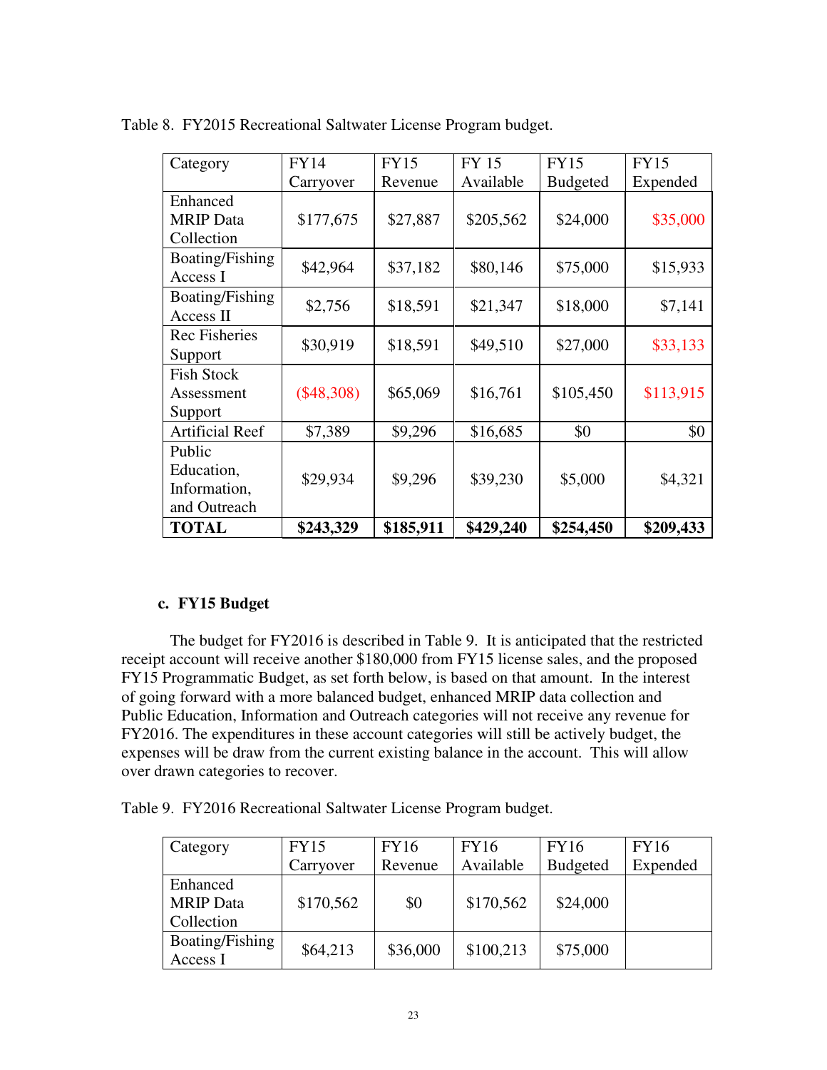Table 8. FY2015 Recreational Saltwater License Program budget.

| Category | FY14 Carryover | FY15 Revenue | FY 15 Available | FY15 Budgeted | FY15 Expended |
|---|---|---|---|---|---|
| Enhanced MRIP Data Collection | $177,675 | $27,887 | $205,562 | $24,000 | $35,000 |
| Boating/Fishing Access I | $42,964 | $37,182 | $80,146 | $75,000 | $15,933 |
| Boating/Fishing Access II | $2,756 | $18,591 | $21,347 | $18,000 | $7,141 |
| Rec Fisheries Support | $30,919 | $18,591 | $49,510 | $27,000 | $33,133 |
| Fish Stock Assessment Support | ($48,308) | $65,069 | $16,761 | $105,450 | $113,915 |
| Artificial Reef | $7,389 | $9,296 | $16,685 | $0 | $0 |
| Public Education, Information, and Outreach | $29,934 | $9,296 | $39,230 | $5,000 | $4,321 |
| **TOTAL** | **$243,329** | **$185,911** | **$429,240** | **$254,450** | **$209,433** |

### c. FY15 Budget

The budget for FY2016 is described in Table 9. It is anticipated that the restricted receipt account will receive another $180,000 from FY15 license sales, and the proposed FY15 Programmatic Budget, as set forth below, is based on that amount. In the interest of going forward with a more balanced budget, enhanced MRIP data collection and Public Education, Information and Outreach categories will not receive any revenue for FY2016. The expenditures in these account categories will still be actively budget, the expenses will be draw from the current existing balance in the account. This will allow over drawn categories to recover.

Table 9. FY2016 Recreational Saltwater License Program budget.

| Category | FY15 Carryover | FY16 Revenue | FY16 Available | FY16 Budgeted | FY16 Expended |
|---|---|---|---|---|---|
| Enhanced MRIP Data Collection | $170,562 | $0 | $170,562 | $24,000 | |
| Boating/Fishing Access I | $64,213 | $36,000 | $100,213 | $75,000 | |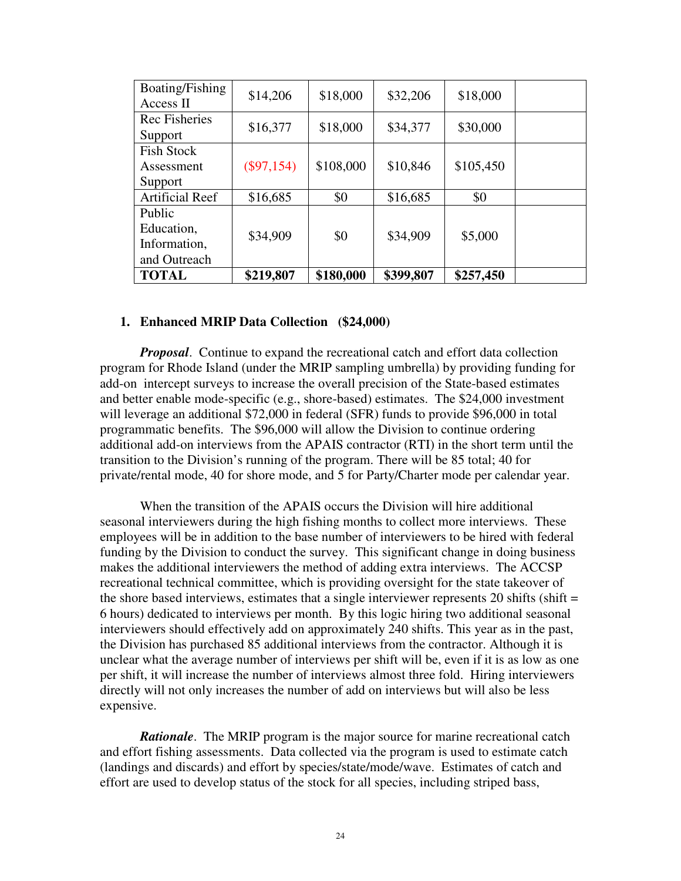| Boating/Fishing Access II | $14,206 | $18,000 | $32,206 | $18,000 | |
|---|---|---|---|---|---|
| Rec Fisheries Support | $16,377 | $18,000 | $34,377 | $30,000 | |
| Fish Stock Assessment Support | ($97,154) | $108,000 | $10,846 | $105,450 | |
| Artificial Reef | $16,685 | $0 | $16,685 | $0 | |
| Public Education, Information, and Outreach | $34,909 | $0 | $34,909 | $5,000 | |
| **TOTAL** | **$219,807** | **$180,000** | **$399,807** | **$257,450** | |

**1. Enhanced MRIP Data Collection ($24,000)**

***Proposal***. Continue to expand the recreational catch and effort data collection program for Rhode Island (under the MRIP sampling umbrella) by providing funding for add-on intercept surveys to increase the overall precision of the State-based estimates and better enable mode-specific (e.g., shore-based) estimates. The $24,000 investment will leverage an additional $72,000 in federal (SFR) funds to provide $96,000 in total programmatic benefits. The $96,000 will allow the Division to continue ordering additional add-on interviews from the APAIS contractor (RTI) in the short term until the transition to the Division's running of the program. There will be 85 total; 40 for private/rental mode, 40 for shore mode, and 5 for Party/Charter mode per calendar year.

When the transition of the APAIS occurs the Division will hire additional seasonal interviewers during the high fishing months to collect more interviews. These employees will be in addition to the base number of interviewers to be hired with federal funding by the Division to conduct the survey. This significant change in doing business makes the additional interviewers the method of adding extra interviews. The ACCSP recreational technical committee, which is providing oversight for the state takeover of the shore based interviews, estimates that a single interviewer represents 20 shifts (shift = 6 hours) dedicated to interviews per month. By this logic hiring two additional seasonal interviewers should effectively add on approximately 240 shifts. This year as in the past, the Division has purchased 85 additional interviews from the contractor. Although it is unclear what the average number of interviews per shift will be, even if it is as low as one per shift, it will increase the number of interviews almost three fold. Hiring interviewers directly will not only increases the number of add on interviews but will also be less expensive.

***Rationale***. The MRIP program is the major source for marine recreational catch and effort fishing assessments. Data collected via the program is used to estimate catch (landings and discards) and effort by species/state/mode/wave. Estimates of catch and effort are used to develop status of the stock for all species, including striped bass,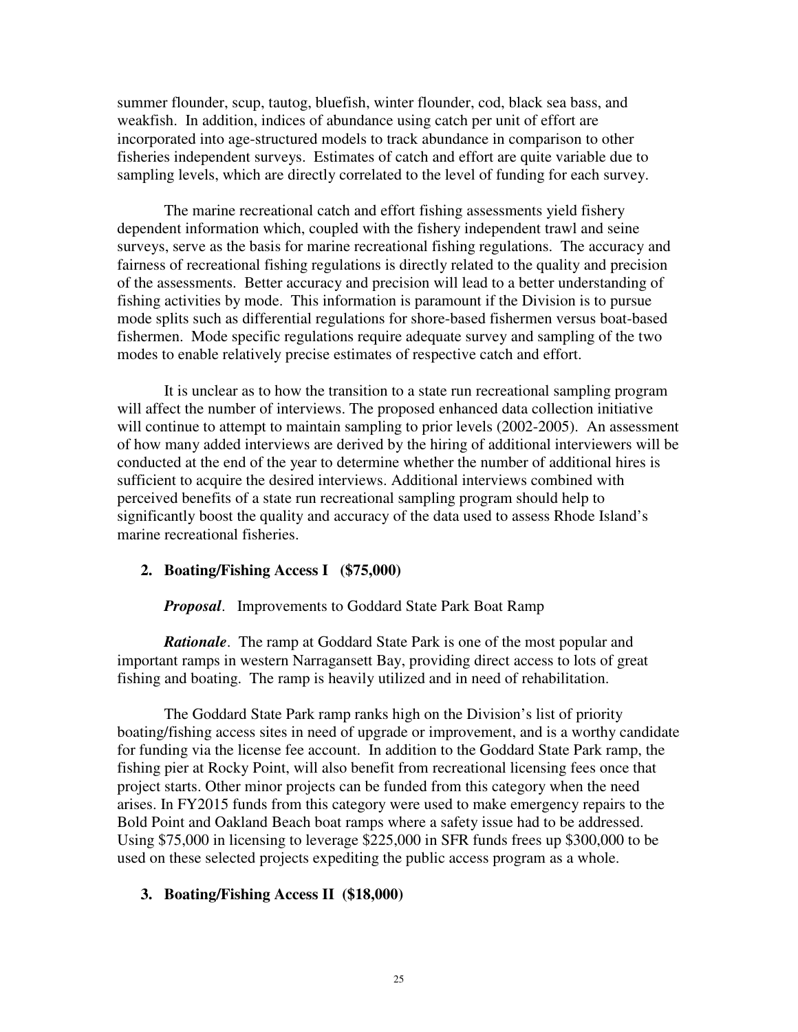summer flounder, scup, tautog, bluefish, winter flounder, cod, black sea bass, and weakfish. In addition, indices of abundance using catch per unit of effort are incorporated into age-structured models to track abundance in comparison to other fisheries independent surveys. Estimates of catch and effort are quite variable due to sampling levels, which are directly correlated to the level of funding for each survey.

The marine recreational catch and effort fishing assessments yield fishery dependent information which, coupled with the fishery independent trawl and seine surveys, serve as the basis for marine recreational fishing regulations. The accuracy and fairness of recreational fishing regulations is directly related to the quality and precision of the assessments. Better accuracy and precision will lead to a better understanding of fishing activities by mode. This information is paramount if the Division is to pursue mode splits such as differential regulations for shore-based fishermen versus boat-based fishermen. Mode specific regulations require adequate survey and sampling of the two modes to enable relatively precise estimates of respective catch and effort.

It is unclear as to how the transition to a state run recreational sampling program will affect the number of interviews. The proposed enhanced data collection initiative will continue to attempt to maintain sampling to prior levels (2002-2005). An assessment of how many added interviews are derived by the hiring of additional interviewers will be conducted at the end of the year to determine whether the number of additional hires is sufficient to acquire the desired interviews. Additional interviews combined with perceived benefits of a state run recreational sampling program should help to significantly boost the quality and accuracy of the data used to assess Rhode Island's marine recreational fisheries.

2. **Boating/Fishing Access I ($75,000)**

***Proposal***. Improvements to Goddard State Park Boat Ramp

***Rationale***. The ramp at Goddard State Park is one of the most popular and important ramps in western Narragansett Bay, providing direct access to lots of great fishing and boating. The ramp is heavily utilized and in need of rehabilitation.

The Goddard State Park ramp ranks high on the Division's list of priority boating/fishing access sites in need of upgrade or improvement, and is a worthy candidate for funding via the license fee account. In addition to the Goddard State Park ramp, the fishing pier at Rocky Point, will also benefit from recreational licensing fees once that project starts. Other minor projects can be funded from this category when the need arises. In FY2015 funds from this category were used to make emergency repairs to the Bold Point and Oakland Beach boat ramps where a safety issue had to be addressed. Using $75,000 in licensing to leverage $225,000 in SFR funds frees up $300,000 to be used on these selected projects expediting the public access program as a whole.

3. **Boating/Fishing Access II ($18,000)**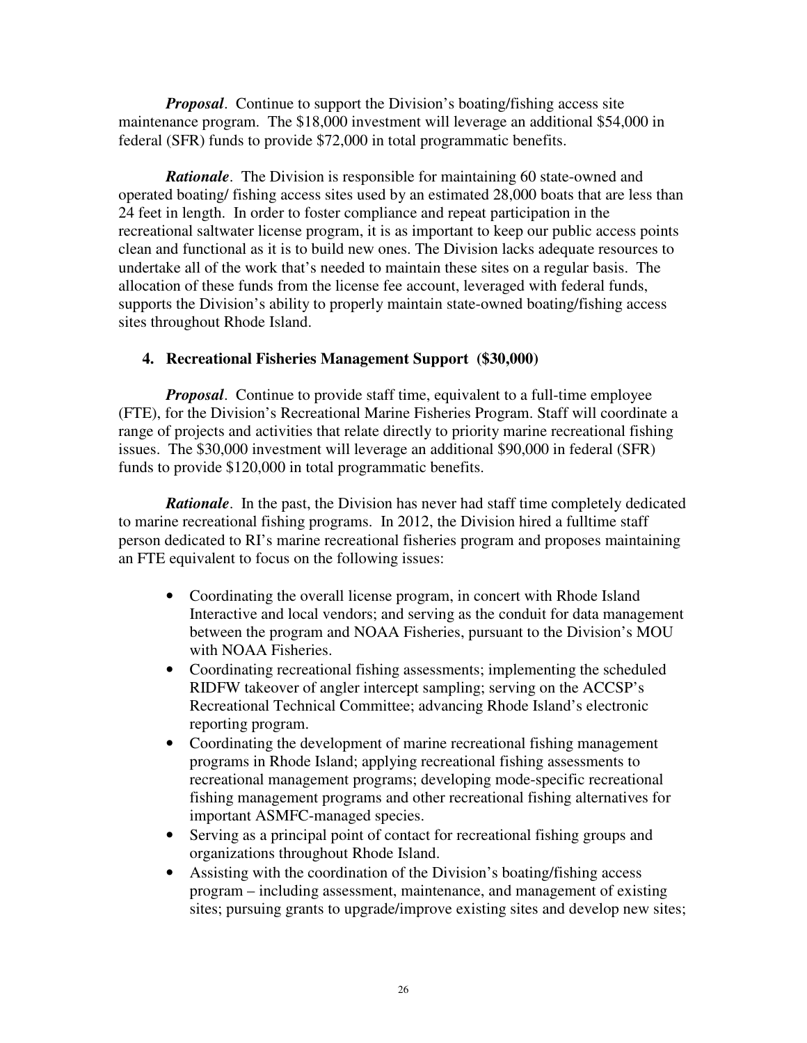***Proposal***. Continue to support the Division's boating/fishing access site maintenance program. The $18,000 investment will leverage an additional $54,000 in federal (SFR) funds to provide $72,000 in total programmatic benefits.

***Rationale***. The Division is responsible for maintaining 60 state-owned and operated boating/ fishing access sites used by an estimated 28,000 boats that are less than 24 feet in length. In order to foster compliance and repeat participation in the recreational saltwater license program, it is as important to keep our public access points clean and functional as it is to build new ones. The Division lacks adequate resources to undertake all of the work that's needed to maintain these sites on a regular basis. The allocation of these funds from the license fee account, leveraged with federal funds, supports the Division's ability to properly maintain state-owned boating/fishing access sites throughout Rhode Island.

### 4. Recreational Fisheries Management Support ($30,000)

***Proposal***. Continue to provide staff time, equivalent to a full-time employee (FTE), for the Division's Recreational Marine Fisheries Program. Staff will coordinate a range of projects and activities that relate directly to priority marine recreational fishing issues. The $30,000 investment will leverage an additional $90,000 in federal (SFR) funds to provide $120,000 in total programmatic benefits.

***Rationale***. In the past, the Division has never had staff time completely dedicated to marine recreational fishing programs. In 2012, the Division hired a fulltime staff person dedicated to RI's marine recreational fisheries program and proposes maintaining an FTE equivalent to focus on the following issues:

- Coordinating the overall license program, in concert with Rhode Island Interactive and local vendors; and serving as the conduit for data management between the program and NOAA Fisheries, pursuant to the Division's MOU with NOAA Fisheries.
- Coordinating recreational fishing assessments; implementing the scheduled RIDFW takeover of angler intercept sampling; serving on the ACCSP's Recreational Technical Committee; advancing Rhode Island's electronic reporting program.
- Coordinating the development of marine recreational fishing management programs in Rhode Island; applying recreational fishing assessments to recreational management programs; developing mode-specific recreational fishing management programs and other recreational fishing alternatives for important ASMFC-managed species.
- Serving as a principal point of contact for recreational fishing groups and organizations throughout Rhode Island.
- Assisting with the coordination of the Division's boating/fishing access program – including assessment, maintenance, and management of existing sites; pursuing grants to upgrade/improve existing sites and develop new sites;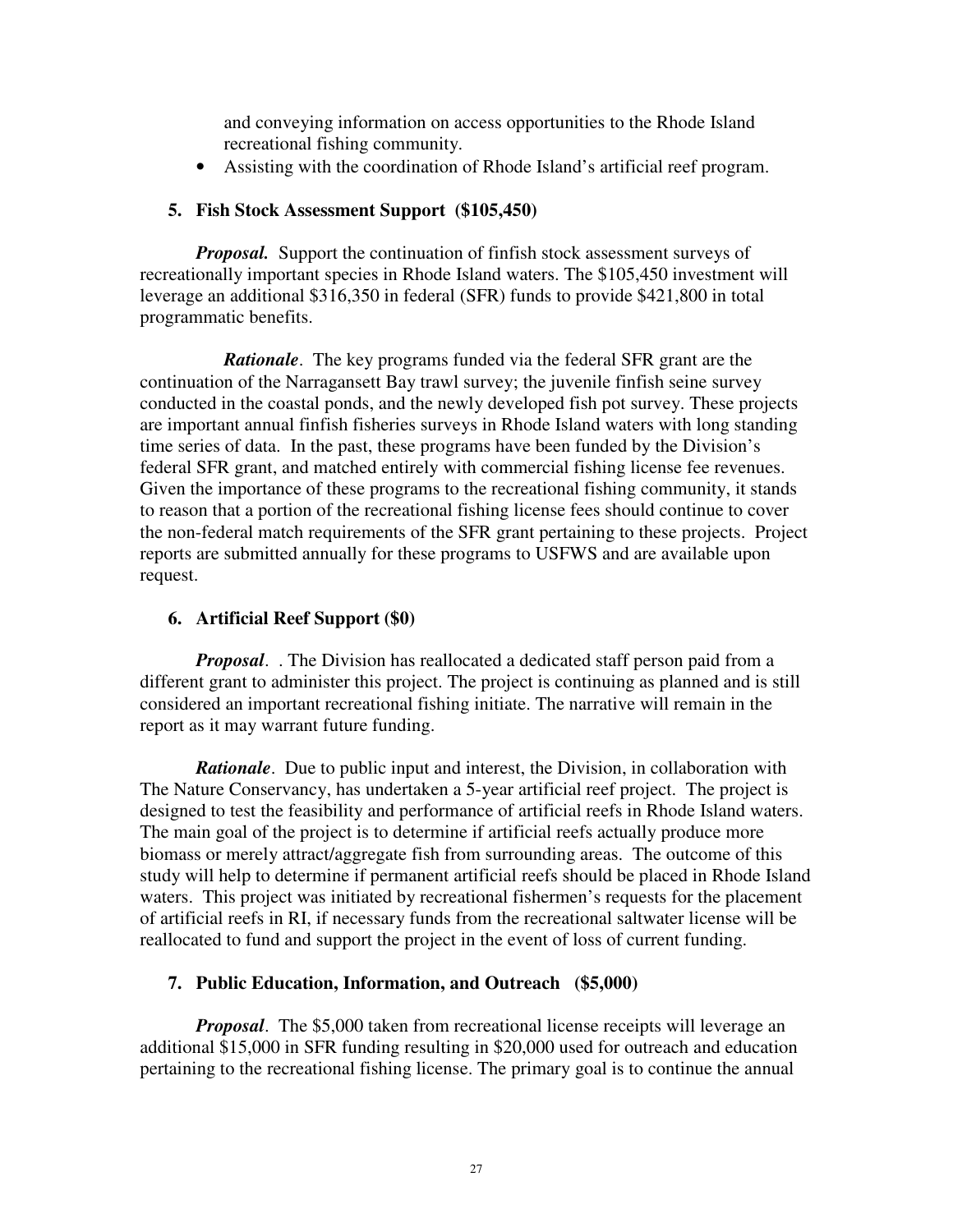and conveying information on access opportunities to the Rhode Island recreational fishing community.

- Assisting with the coordination of Rhode Island's artificial reef program.

5. **Fish Stock Assessment Support (\$105,450)**

***Proposal.*** Support the continuation of finfish stock assessment surveys of recreationally important species in Rhode Island waters. The \$105,450 investment will leverage an additional \$316,350 in federal (SFR) funds to provide \$421,800 in total programmatic benefits.

***Rationale***. The key programs funded via the federal SFR grant are the continuation of the Narragansett Bay trawl survey; the juvenile finfish seine survey conducted in the coastal ponds, and the newly developed fish pot survey. These projects are important annual finfish fisheries surveys in Rhode Island waters with long standing time series of data. In the past, these programs have been funded by the Division's federal SFR grant, and matched entirely with commercial fishing license fee revenues. Given the importance of these programs to the recreational fishing community, it stands to reason that a portion of the recreational fishing license fees should continue to cover the non-federal match requirements of the SFR grant pertaining to these projects. Project reports are submitted annually for these programs to USFWS and are available upon request.

6. **Artificial Reef Support (\$0)**

***Proposal***. . The Division has reallocated a dedicated staff person paid from a different grant to administer this project. The project is continuing as planned and is still considered an important recreational fishing initiate. The narrative will remain in the report as it may warrant future funding.

***Rationale***. Due to public input and interest, the Division, in collaboration with The Nature Conservancy, has undertaken a 5-year artificial reef project. The project is designed to test the feasibility and performance of artificial reefs in Rhode Island waters. The main goal of the project is to determine if artificial reefs actually produce more biomass or merely attract/aggregate fish from surrounding areas. The outcome of this study will help to determine if permanent artificial reefs should be placed in Rhode Island waters. This project was initiated by recreational fishermen's requests for the placement of artificial reefs in RI, if necessary funds from the recreational saltwater license will be reallocated to fund and support the project in the event of loss of current funding.

7. **Public Education, Information, and Outreach (\$5,000)**

***Proposal***. The \$5,000 taken from recreational license receipts will leverage an additional \$15,000 in SFR funding resulting in \$20,000 used for outreach and education pertaining to the recreational fishing license. The primary goal is to continue the annual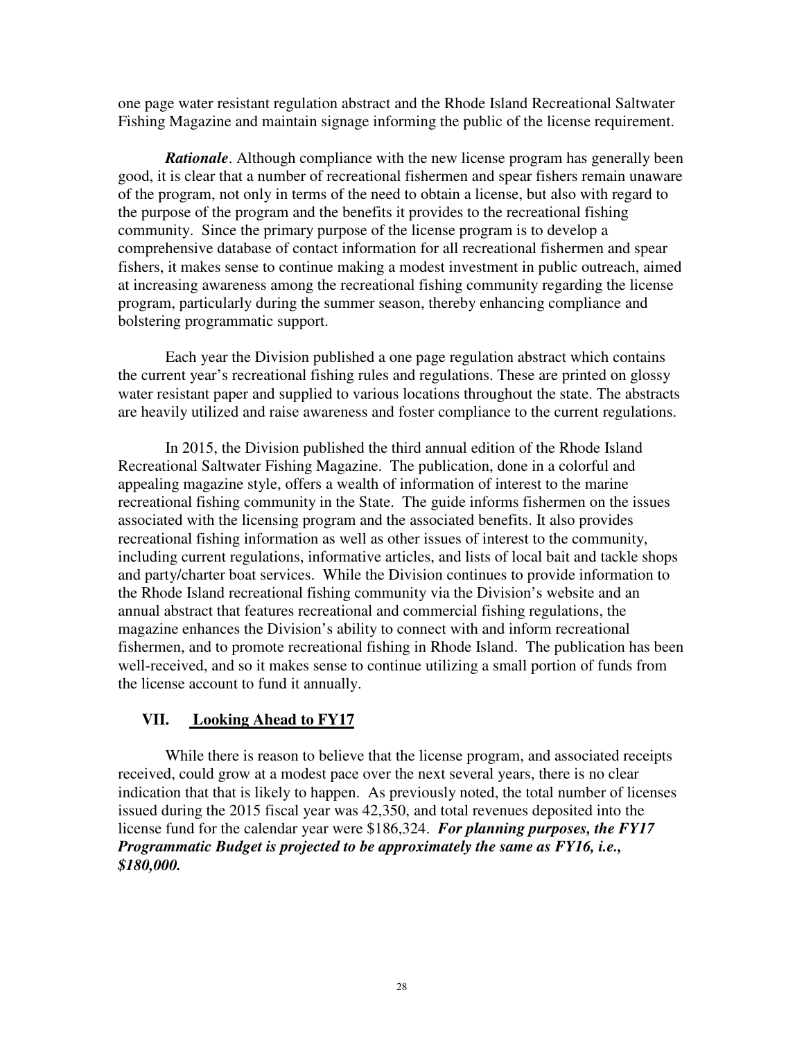one page water resistant regulation abstract and the Rhode Island Recreational Saltwater Fishing Magazine and maintain signage informing the public of the license requirement.

***Rationale***. Although compliance with the new license program has generally been good, it is clear that a number of recreational fishermen and spear fishers remain unaware of the program, not only in terms of the need to obtain a license, but also with regard to the purpose of the program and the benefits it provides to the recreational fishing community. Since the primary purpose of the license program is to develop a comprehensive database of contact information for all recreational fishermen and spear fishers, it makes sense to continue making a modest investment in public outreach, aimed at increasing awareness among the recreational fishing community regarding the license program, particularly during the summer season, thereby enhancing compliance and bolstering programmatic support.

Each year the Division published a one page regulation abstract which contains the current year's recreational fishing rules and regulations. These are printed on glossy water resistant paper and supplied to various locations throughout the state. The abstracts are heavily utilized and raise awareness and foster compliance to the current regulations.

In 2015, the Division published the third annual edition of the Rhode Island Recreational Saltwater Fishing Magazine. The publication, done in a colorful and appealing magazine style, offers a wealth of information of interest to the marine recreational fishing community in the State. The guide informs fishermen on the issues associated with the licensing program and the associated benefits. It also provides recreational fishing information as well as other issues of interest to the community, including current regulations, informative articles, and lists of local bait and tackle shops and party/charter boat services. While the Division continues to provide information to the Rhode Island recreational fishing community via the Division's website and an annual abstract that features recreational and commercial fishing regulations, the magazine enhances the Division's ability to connect with and inform recreational fishermen, and to promote recreational fishing in Rhode Island. The publication has been well-received, and so it makes sense to continue utilizing a small portion of funds from the license account to fund it annually.

## VII. Looking Ahead to FY17

While there is reason to believe that the license program, and associated receipts received, could grow at a modest pace over the next several years, there is no clear indication that that is likely to happen. As previously noted, the total number of licenses issued during the 2015 fiscal year was 42,350, and total revenues deposited into the license fund for the calendar year were $186,324. ***For planning purposes, the FY17 Programmatic Budget is projected to be approximately the same as FY16, i.e., $180,000.***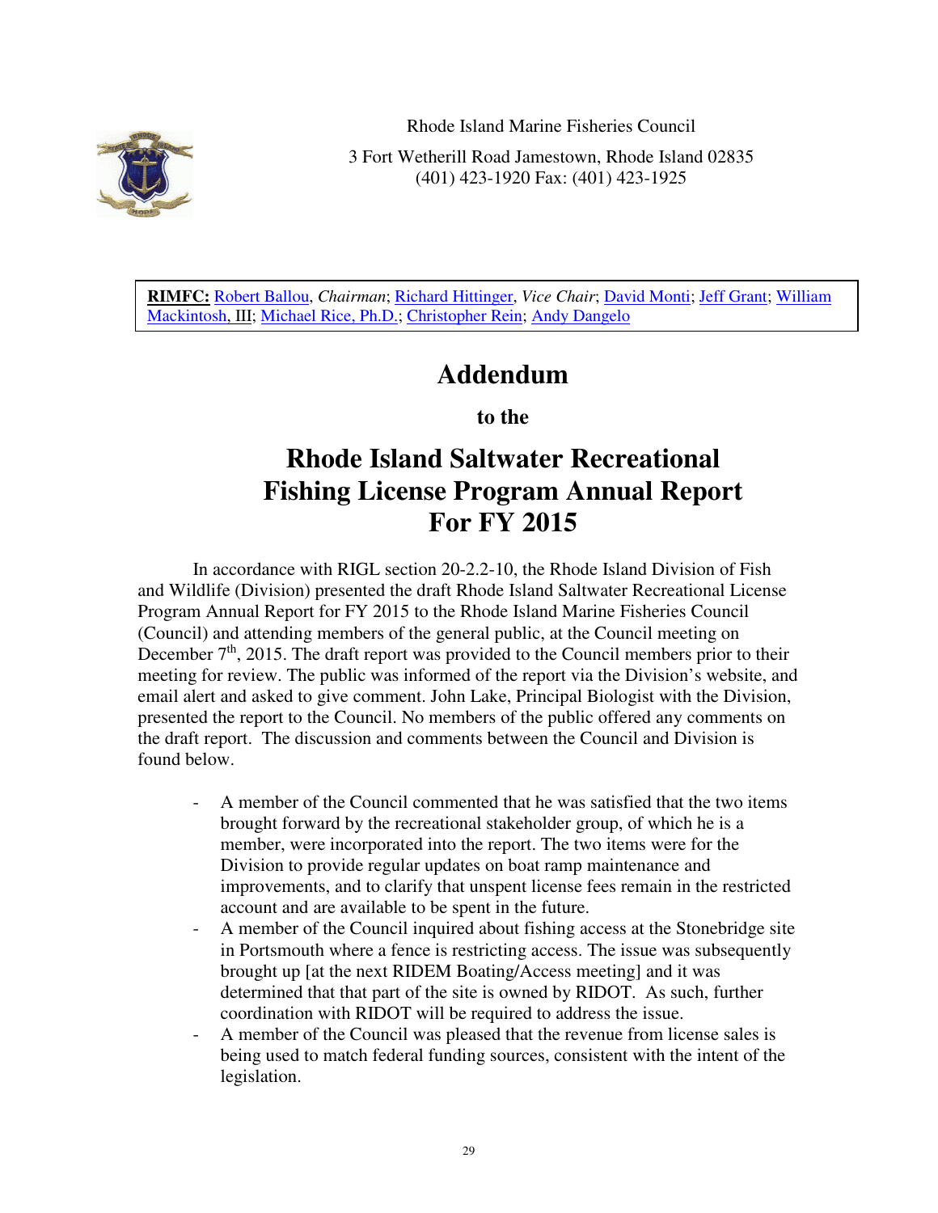Rhode Island Marine Fisheries Council

3 Fort Wetherill Road Jamestown, Rhode Island 02835
(401) 423-1920 Fax: (401) 423-1925

**RIMFC:** Robert Ballou, *Chairman*; Richard Hittinger, *Vice Chair*; David Monti; Jeff Grant; William Mackintosh, III; Michael Rice, Ph.D.; Christopher Rein; Andy Dangelo

# Addendum

### to the

# Rhode Island Saltwater Recreational Fishing License Program Annual Report For FY 2015

In accordance with RIGL section 20-2.2-10, the Rhode Island Division of Fish and Wildlife (Division) presented the draft Rhode Island Saltwater Recreational License Program Annual Report for FY 2015 to the Rhode Island Marine Fisheries Council (Council) and attending members of the general public, at the Council meeting on December 7th, 2015. The draft report was provided to the Council members prior to their meeting for review. The public was informed of the report via the Division's website, and email alert and asked to give comment. John Lake, Principal Biologist with the Division, presented the report to the Council. No members of the public offered any comments on the draft report. The discussion and comments between the Council and Division is found below.

- A member of the Council commented that he was satisfied that the two items brought forward by the recreational stakeholder group, of which he is a member, were incorporated into the report. The two items were for the Division to provide regular updates on boat ramp maintenance and improvements, and to clarify that unspent license fees remain in the restricted account and are available to be spent in the future.
- A member of the Council inquired about fishing access at the Stonebridge site in Portsmouth where a fence is restricting access. The issue was subsequently brought up [at the next RIDEM Boating/Access meeting] and it was determined that that part of the site is owned by RIDOT. As such, further coordination with RIDOT will be required to address the issue.
- A member of the Council was pleased that the revenue from license sales is being used to match federal funding sources, consistent with the intent of the legislation.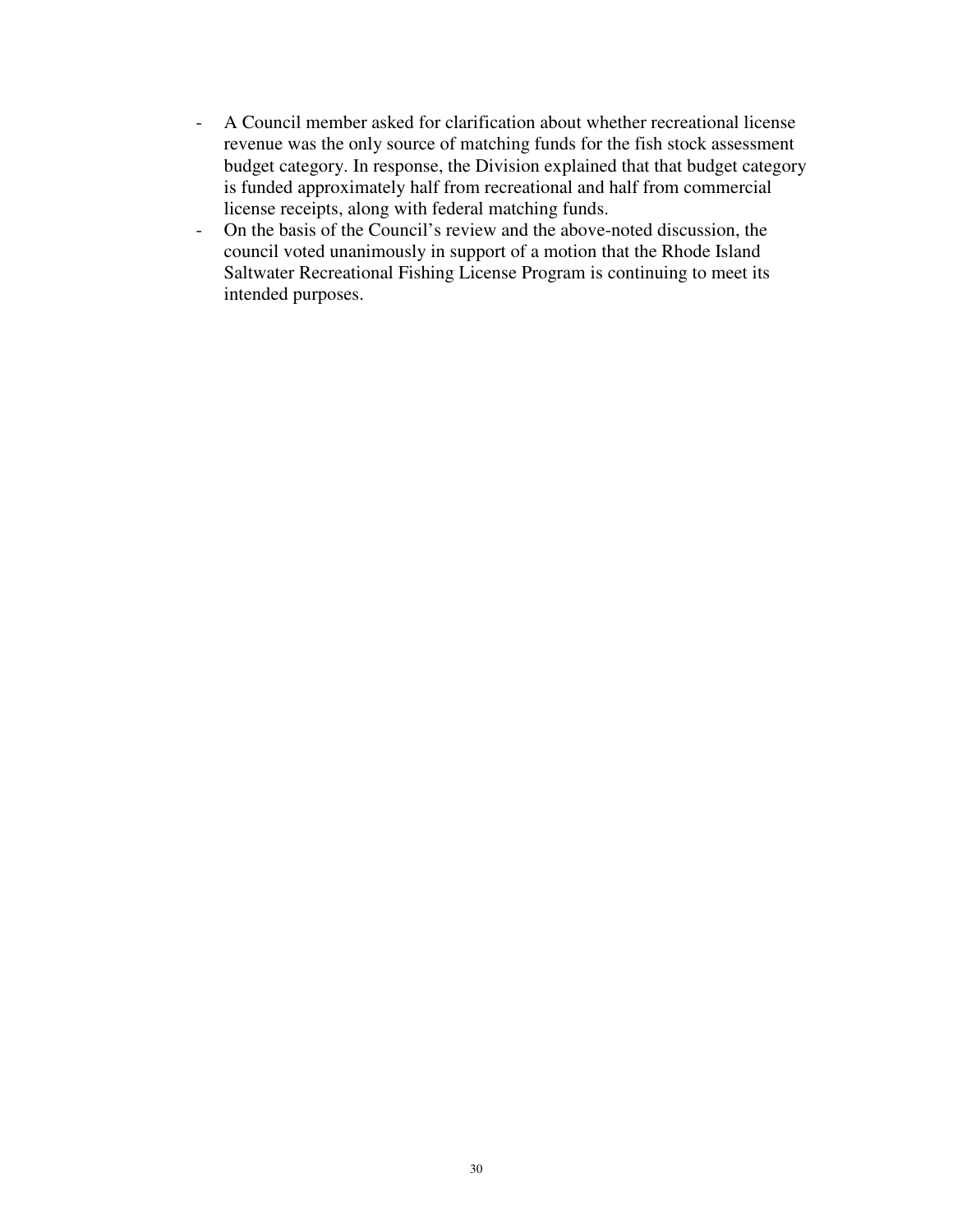- A Council member asked for clarification about whether recreational license revenue was the only source of matching funds for the fish stock assessment budget category. In response, the Division explained that that budget category is funded approximately half from recreational and half from commercial license receipts, along with federal matching funds.
- On the basis of the Council's review and the above-noted discussion, the council voted unanimously in support of a motion that the Rhode Island Saltwater Recreational Fishing License Program is continuing to meet its intended purposes.